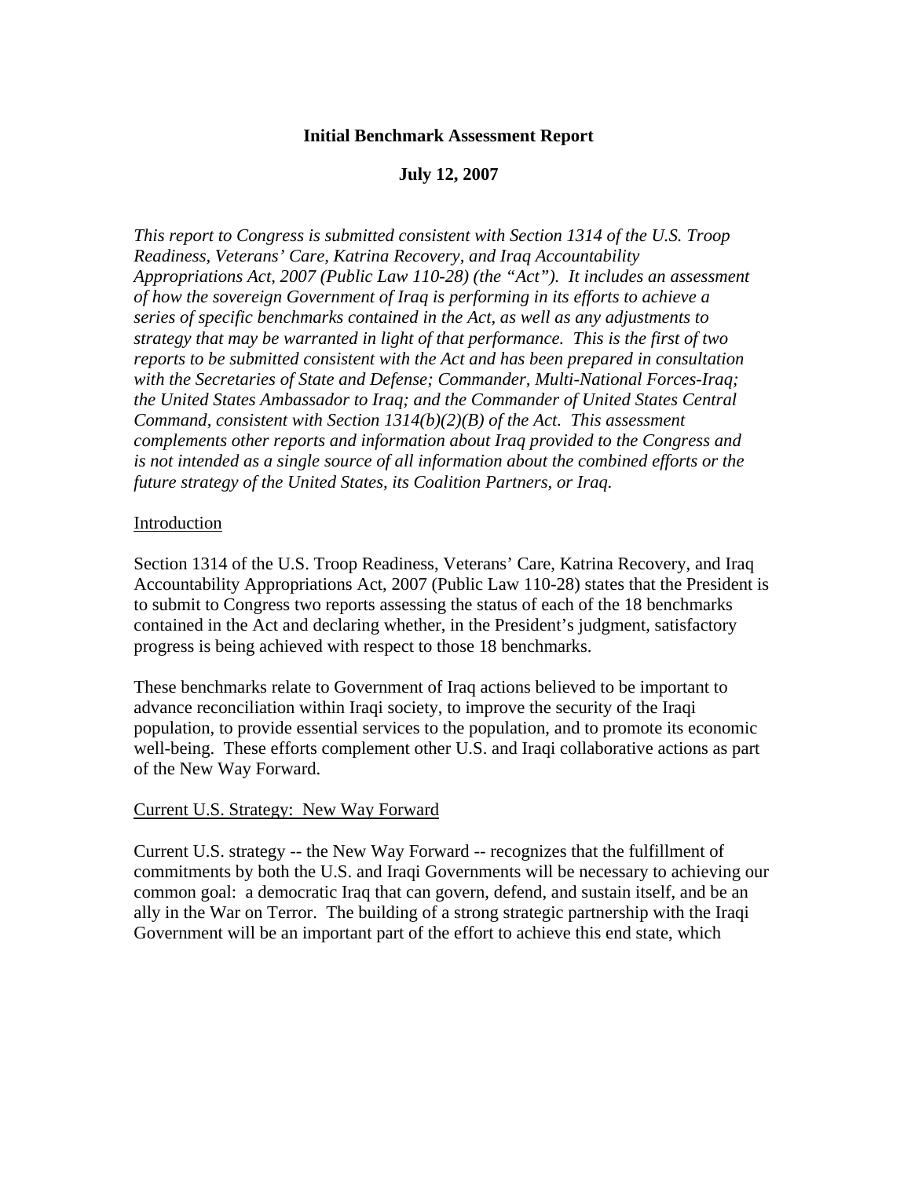**Initial Benchmark Assessment Report**

**July 12, 2007**

*This report to Congress is submitted consistent with Section 1314 of the U.S. Troop Readiness, Veterans' Care, Katrina Recovery, and Iraq Accountability Appropriations Act, 2007 (Public Law 110-28) (the "Act"). It includes an assessment of how the sovereign Government of Iraq is performing in its efforts to achieve a series of specific benchmarks contained in the Act, as well as any adjustments to strategy that may be warranted in light of that performance. This is the first of two reports to be submitted consistent with the Act and has been prepared in consultation with the Secretaries of State and Defense; Commander, Multi-National Forces-Iraq; the United States Ambassador to Iraq; and the Commander of United States Central Command, consistent with Section 1314(b)(2)(B) of the Act. This assessment complements other reports and information about Iraq provided to the Congress and is not intended as a single source of all information about the combined efforts or the future strategy of the United States, its Coalition Partners, or Iraq.*

Introduction

Section 1314 of the U.S. Troop Readiness, Veterans' Care, Katrina Recovery, and Iraq Accountability Appropriations Act, 2007 (Public Law 110-28) states that the President is to submit to Congress two reports assessing the status of each of the 18 benchmarks contained in the Act and declaring whether, in the President's judgment, satisfactory progress is being achieved with respect to those 18 benchmarks.

These benchmarks relate to Government of Iraq actions believed to be important to advance reconciliation within Iraqi society, to improve the security of the Iraqi population, to provide essential services to the population, and to promote its economic well-being. These efforts complement other U.S. and Iraqi collaborative actions as part of the New Way Forward.

Current U.S. Strategy: New Way Forward

Current U.S. strategy -- the New Way Forward -- recognizes that the fulfillment of commitments by both the U.S. and Iraqi Governments will be necessary to achieving our common goal: a democratic Iraq that can govern, defend, and sustain itself, and be an ally in the War on Terror. The building of a strong strategic partnership with the Iraqi Government will be an important part of the effort to achieve this end state, which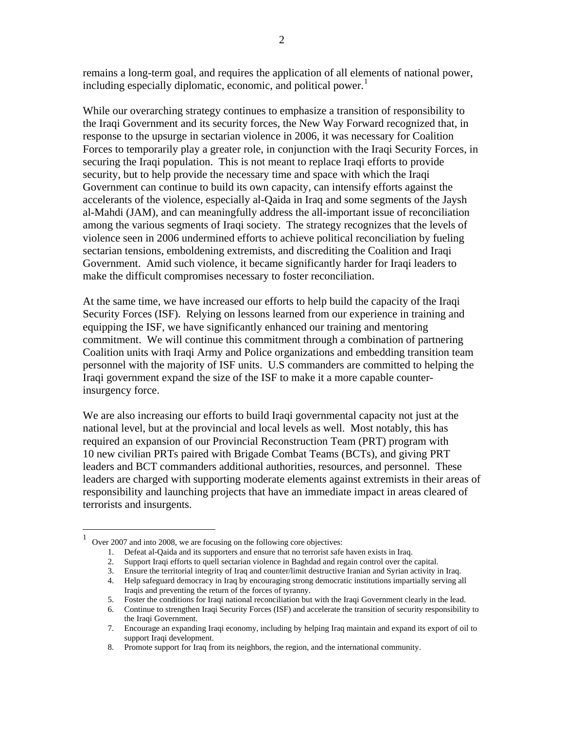remains a long-term goal, and requires the application of all elements of national power, including especially diplomatic, economic, and political power.[1]

While our overarching strategy continues to emphasize a transition of responsibility to the Iraqi Government and its security forces, the New Way Forward recognized that, in response to the upsurge in sectarian violence in 2006, it was necessary for Coalition Forces to temporarily play a greater role, in conjunction with the Iraqi Security Forces, in securing the Iraqi population. This is not meant to replace Iraqi efforts to provide security, but to help provide the necessary time and space with which the Iraqi Government can continue to build its own capacity, can intensify efforts against the accelerants of the violence, especially al-Qaida in Iraq and some segments of the Jaysh al-Mahdi (JAM), and can meaningfully address the all-important issue of reconciliation among the various segments of Iraqi society. The strategy recognizes that the levels of violence seen in 2006 undermined efforts to achieve political reconciliation by fueling sectarian tensions, emboldening extremists, and discrediting the Coalition and Iraqi Government. Amid such violence, it became significantly harder for Iraqi leaders to make the difficult compromises necessary to foster reconciliation.

At the same time, we have increased our efforts to help build the capacity of the Iraqi Security Forces (ISF). Relying on lessons learned from our experience in training and equipping the ISF, we have significantly enhanced our training and mentoring commitment. We will continue this commitment through a combination of partnering Coalition units with Iraqi Army and Police organizations and embedding transition team personnel with the majority of ISF units. U.S commanders are committed to helping the Iraqi government expand the size of the ISF to make it a more capable counter-insurgency force.

We are also increasing our efforts to build Iraqi governmental capacity not just at the national level, but at the provincial and local levels as well. Most notably, this has required an expansion of our Provincial Reconstruction Team (PRT) program with 10 new civilian PRTs paired with Brigade Combat Teams (BCTs), and giving PRT leaders and BCT commanders additional authorities, resources, and personnel. These leaders are charged with supporting moderate elements against extremists in their areas of responsibility and launching projects that have an immediate impact in areas cleared of terrorists and insurgents.

---

[1] Over 2007 and into 2008, we are focusing on the following core objectives:

1. Defeat al-Qaida and its supporters and ensure that no terrorist safe haven exists in Iraq.
2. Support Iraqi efforts to quell sectarian violence in Baghdad and regain control over the capital.
3. Ensure the territorial integrity of Iraq and counter/limit destructive Iranian and Syrian activity in Iraq.
4. Help safeguard democracy in Iraq by encouraging strong democratic institutions impartially serving all Iraqis and preventing the return of the forces of tyranny.
5. Foster the conditions for Iraqi national reconciliation but with the Iraqi Government clearly in the lead.
6. Continue to strengthen Iraqi Security Forces (ISF) and accelerate the transition of security responsibility to the Iraqi Government.
7. Encourage an expanding Iraqi economy, including by helping Iraq maintain and expand its export of oil to support Iraqi development.
8. Promote support for Iraq from its neighbors, the region, and the international community.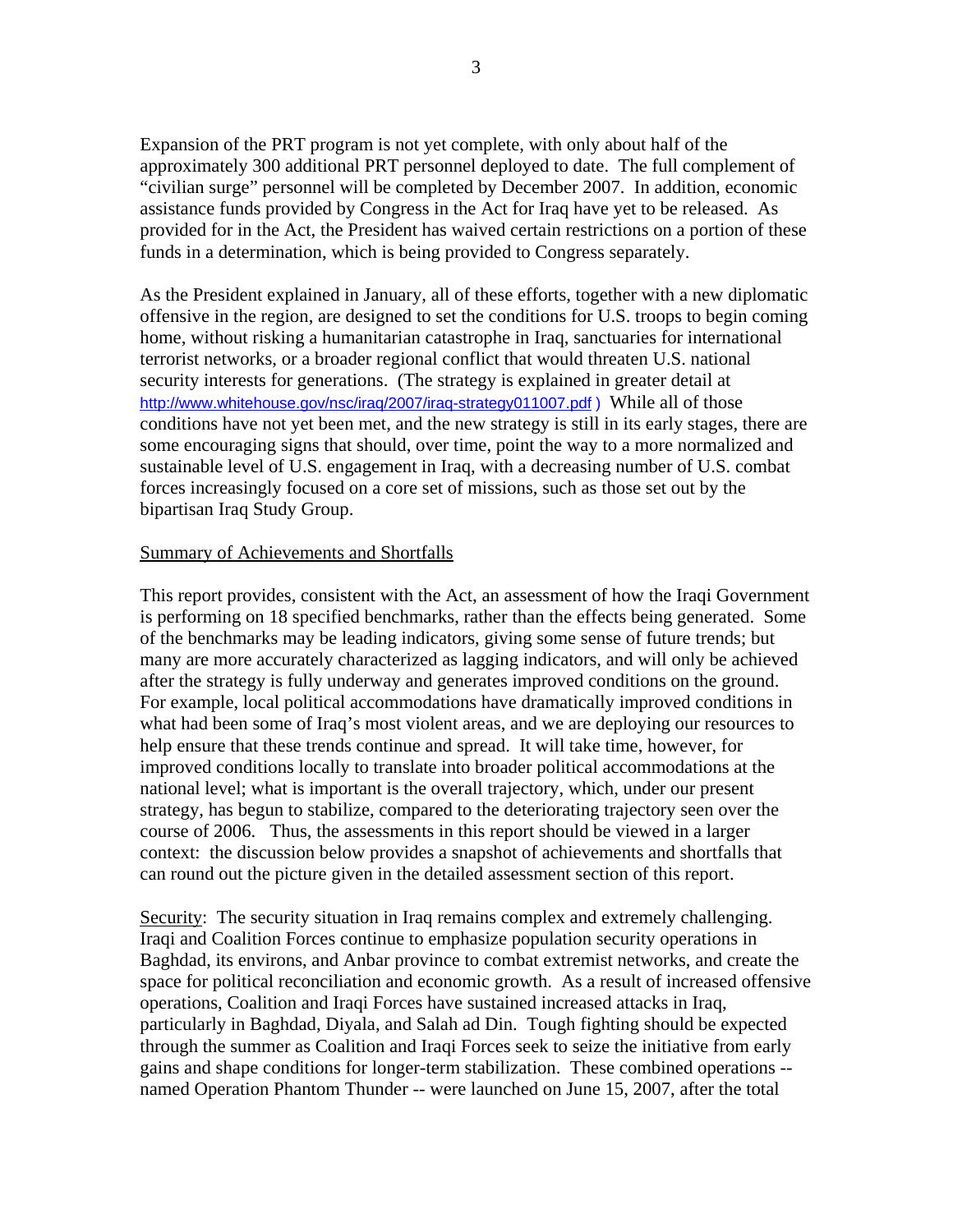Expansion of the PRT program is not yet complete, with only about half of the approximately 300 additional PRT personnel deployed to date. The full complement of "civilian surge" personnel will be completed by December 2007. In addition, economic assistance funds provided by Congress in the Act for Iraq have yet to be released. As provided for in the Act, the President has waived certain restrictions on a portion of these funds in a determination, which is being provided to Congress separately.

As the President explained in January, all of these efforts, together with a new diplomatic offensive in the region, are designed to set the conditions for U.S. troops to begin coming home, without risking a humanitarian catastrophe in Iraq, sanctuaries for international terrorist networks, or a broader regional conflict that would threaten U.S. national security interests for generations. (The strategy is explained in greater detail at http://www.whitehouse.gov/nsc/iraq/2007/iraq-strategy011007.pdf ) While all of those conditions have not yet been met, and the new strategy is still in its early stages, there are some encouraging signs that should, over time, point the way to a more normalized and sustainable level of U.S. engagement in Iraq, with a decreasing number of U.S. combat forces increasingly focused on a core set of missions, such as those set out by the bipartisan Iraq Study Group.

## Summary of Achievements and Shortfalls

This report provides, consistent with the Act, an assessment of how the Iraqi Government is performing on 18 specified benchmarks, rather than the effects being generated. Some of the benchmarks may be leading indicators, giving some sense of future trends; but many are more accurately characterized as lagging indicators, and will only be achieved after the strategy is fully underway and generates improved conditions on the ground. For example, local political accommodations have dramatically improved conditions in what had been some of Iraq's most violent areas, and we are deploying our resources to help ensure that these trends continue and spread. It will take time, however, for improved conditions locally to translate into broader political accommodations at the national level; what is important is the overall trajectory, which, under our present strategy, has begun to stabilize, compared to the deteriorating trajectory seen over the course of 2006. Thus, the assessments in this report should be viewed in a larger context: the discussion below provides a snapshot of achievements and shortfalls that can round out the picture given in the detailed assessment section of this report.

Security: The security situation in Iraq remains complex and extremely challenging. Iraqi and Coalition Forces continue to emphasize population security operations in Baghdad, its environs, and Anbar province to combat extremist networks, and create the space for political reconciliation and economic growth. As a result of increased offensive operations, Coalition and Iraqi Forces have sustained increased attacks in Iraq, particularly in Baghdad, Diyala, and Salah ad Din. Tough fighting should be expected through the summer as Coalition and Iraqi Forces seek to seize the initiative from early gains and shape conditions for longer-term stabilization. These combined operations -- named Operation Phantom Thunder -- were launched on June 15, 2007, after the total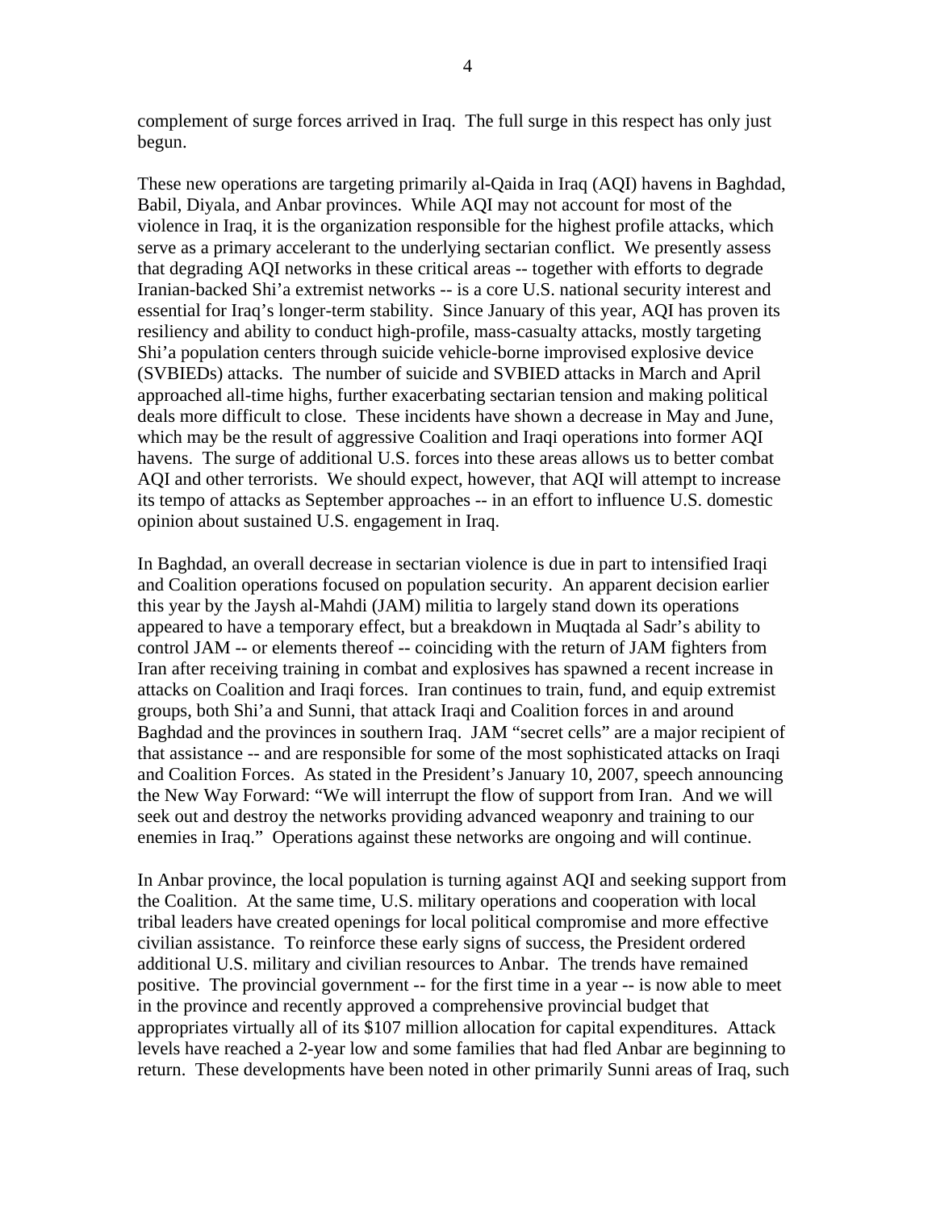complement of surge forces arrived in Iraq. The full surge in this respect has only just begun.

These new operations are targeting primarily al-Qaida in Iraq (AQI) havens in Baghdad, Babil, Diyala, and Anbar provinces. While AQI may not account for most of the violence in Iraq, it is the organization responsible for the highest profile attacks, which serve as a primary accelerant to the underlying sectarian conflict. We presently assess that degrading AQI networks in these critical areas -- together with efforts to degrade Iranian-backed Shi'a extremist networks -- is a core U.S. national security interest and essential for Iraq's longer-term stability. Since January of this year, AQI has proven its resiliency and ability to conduct high-profile, mass-casualty attacks, mostly targeting Shi'a population centers through suicide vehicle-borne improvised explosive device (SVBIEDs) attacks. The number of suicide and SVBIED attacks in March and April approached all-time highs, further exacerbating sectarian tension and making political deals more difficult to close. These incidents have shown a decrease in May and June, which may be the result of aggressive Coalition and Iraqi operations into former AQI havens. The surge of additional U.S. forces into these areas allows us to better combat AQI and other terrorists. We should expect, however, that AQI will attempt to increase its tempo of attacks as September approaches -- in an effort to influence U.S. domestic opinion about sustained U.S. engagement in Iraq.

In Baghdad, an overall decrease in sectarian violence is due in part to intensified Iraqi and Coalition operations focused on population security. An apparent decision earlier this year by the Jaysh al-Mahdi (JAM) militia to largely stand down its operations appeared to have a temporary effect, but a breakdown in Muqtada al Sadr's ability to control JAM -- or elements thereof -- coinciding with the return of JAM fighters from Iran after receiving training in combat and explosives has spawned a recent increase in attacks on Coalition and Iraqi forces. Iran continues to train, fund, and equip extremist groups, both Shi'a and Sunni, that attack Iraqi and Coalition forces in and around Baghdad and the provinces in southern Iraq. JAM "secret cells" are a major recipient of that assistance -- and are responsible for some of the most sophisticated attacks on Iraqi and Coalition Forces. As stated in the President's January 10, 2007, speech announcing the New Way Forward: "We will interrupt the flow of support from Iran. And we will seek out and destroy the networks providing advanced weaponry and training to our enemies in Iraq." Operations against these networks are ongoing and will continue.

In Anbar province, the local population is turning against AQI and seeking support from the Coalition. At the same time, U.S. military operations and cooperation with local tribal leaders have created openings for local political compromise and more effective civilian assistance. To reinforce these early signs of success, the President ordered additional U.S. military and civilian resources to Anbar. The trends have remained positive. The provincial government -- for the first time in a year -- is now able to meet in the province and recently approved a comprehensive provincial budget that appropriates virtually all of its $107 million allocation for capital expenditures. Attack levels have reached a 2-year low and some families that had fled Anbar are beginning to return. These developments have been noted in other primarily Sunni areas of Iraq, such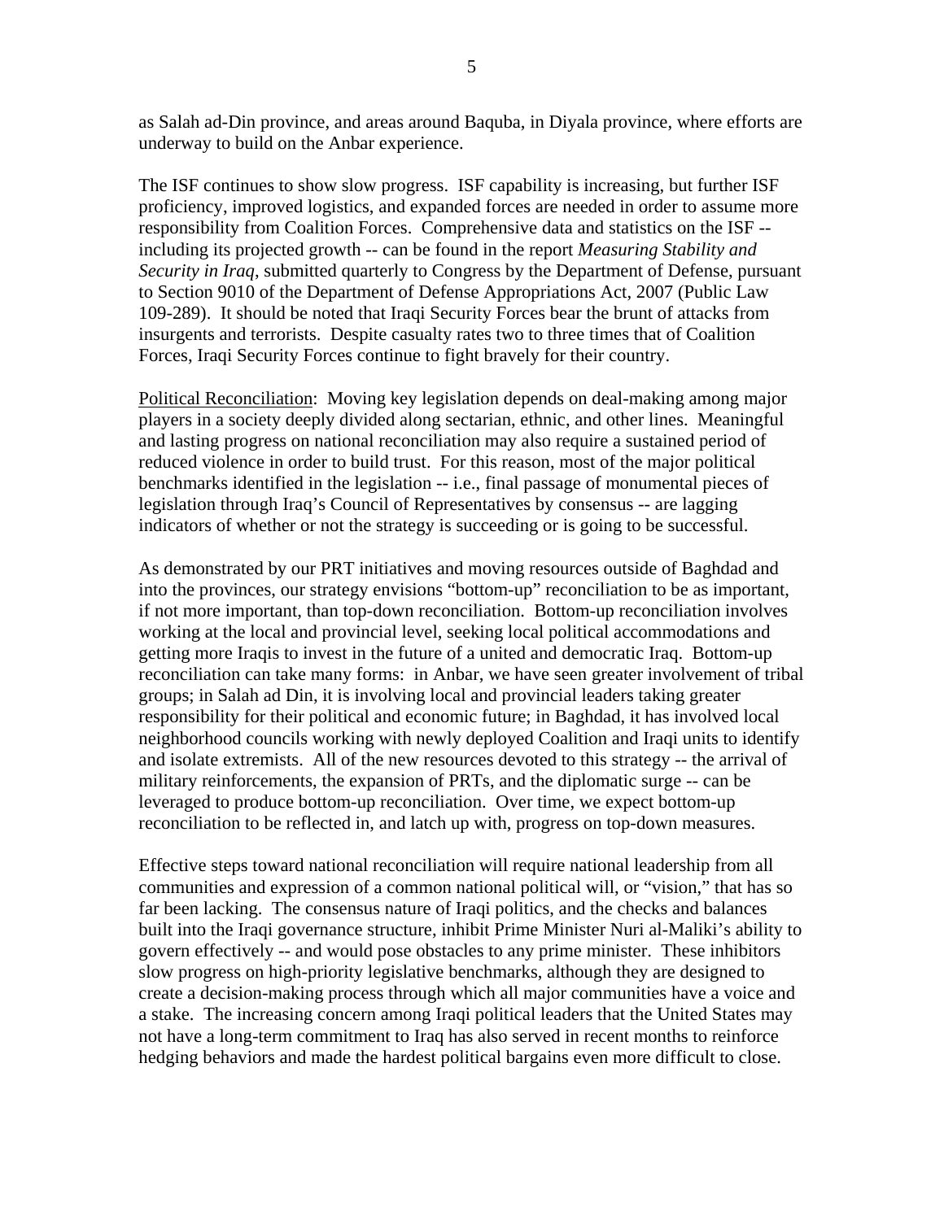as Salah ad-Din province, and areas around Baquba, in Diyala province, where efforts are underway to build on the Anbar experience.

The ISF continues to show slow progress. ISF capability is increasing, but further ISF proficiency, improved logistics, and expanded forces are needed in order to assume more responsibility from Coalition Forces. Comprehensive data and statistics on the ISF -- including its projected growth -- can be found in the report *Measuring Stability and Security in Iraq*, submitted quarterly to Congress by the Department of Defense, pursuant to Section 9010 of the Department of Defense Appropriations Act, 2007 (Public Law 109-289). It should be noted that Iraqi Security Forces bear the brunt of attacks from insurgents and terrorists. Despite casualty rates two to three times that of Coalition Forces, Iraqi Security Forces continue to fight bravely for their country.

<u>Political Reconciliation</u>: Moving key legislation depends on deal-making among major players in a society deeply divided along sectarian, ethnic, and other lines. Meaningful and lasting progress on national reconciliation may also require a sustained period of reduced violence in order to build trust. For this reason, most of the major political benchmarks identified in the legislation -- i.e., final passage of monumental pieces of legislation through Iraq's Council of Representatives by consensus -- are lagging indicators of whether or not the strategy is succeeding or is going to be successful.

As demonstrated by our PRT initiatives and moving resources outside of Baghdad and into the provinces, our strategy envisions "bottom-up" reconciliation to be as important, if not more important, than top-down reconciliation. Bottom-up reconciliation involves working at the local and provincial level, seeking local political accommodations and getting more Iraqis to invest in the future of a united and democratic Iraq. Bottom-up reconciliation can take many forms: in Anbar, we have seen greater involvement of tribal groups; in Salah ad Din, it is involving local and provincial leaders taking greater responsibility for their political and economic future; in Baghdad, it has involved local neighborhood councils working with newly deployed Coalition and Iraqi units to identify and isolate extremists. All of the new resources devoted to this strategy -- the arrival of military reinforcements, the expansion of PRTs, and the diplomatic surge -- can be leveraged to produce bottom-up reconciliation. Over time, we expect bottom-up reconciliation to be reflected in, and latch up with, progress on top-down measures.

Effective steps toward national reconciliation will require national leadership from all communities and expression of a common national political will, or "vision," that has so far been lacking. The consensus nature of Iraqi politics, and the checks and balances built into the Iraqi governance structure, inhibit Prime Minister Nuri al-Maliki's ability to govern effectively -- and would pose obstacles to any prime minister. These inhibitors slow progress on high-priority legislative benchmarks, although they are designed to create a decision-making process through which all major communities have a voice and a stake. The increasing concern among Iraqi political leaders that the United States may not have a long-term commitment to Iraq has also served in recent months to reinforce hedging behaviors and made the hardest political bargains even more difficult to close.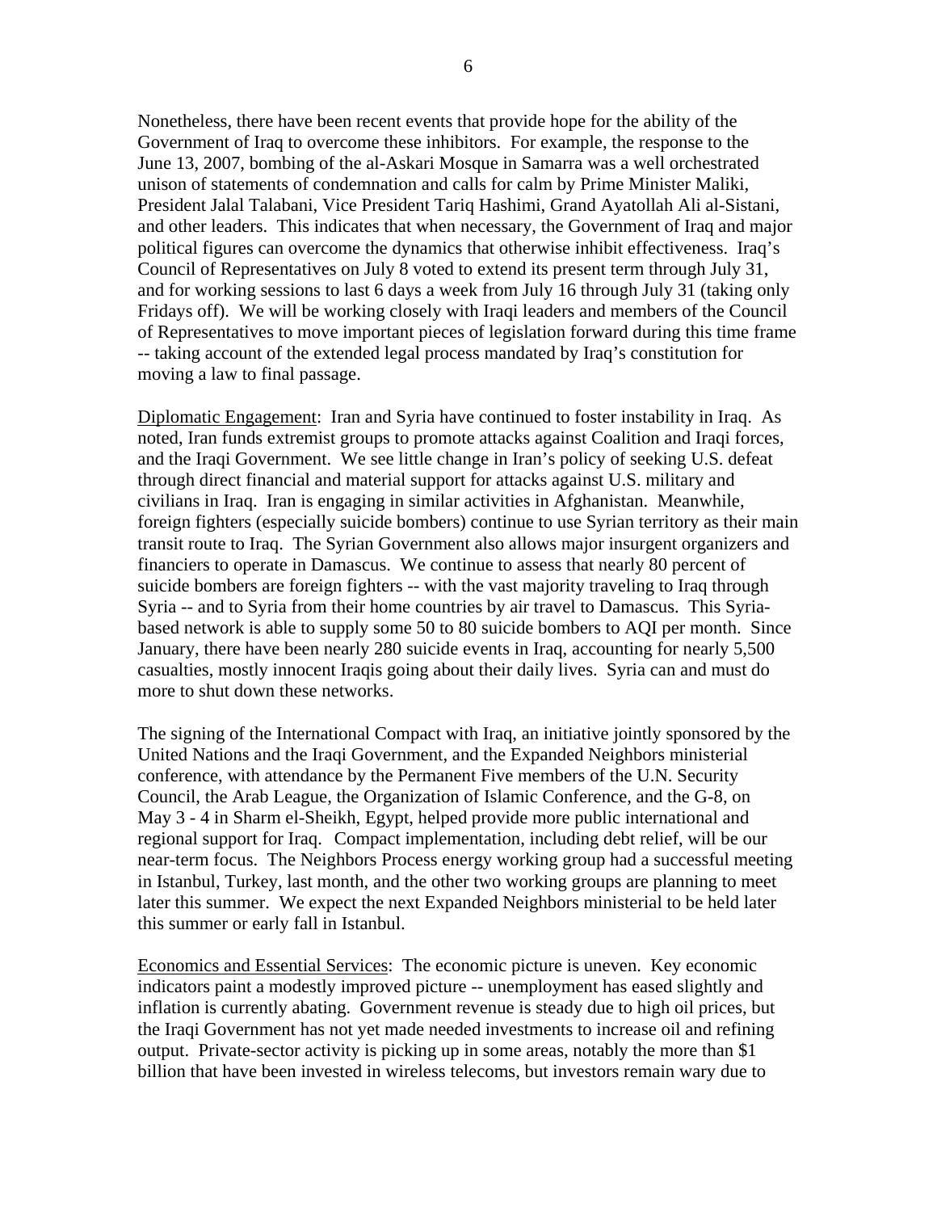Nonetheless, there have been recent events that provide hope for the ability of the Government of Iraq to overcome these inhibitors. For example, the response to the June 13, 2007, bombing of the al-Askari Mosque in Samarra was a well orchestrated unison of statements of condemnation and calls for calm by Prime Minister Maliki, President Jalal Talabani, Vice President Tariq Hashimi, Grand Ayatollah Ali al-Sistani, and other leaders. This indicates that when necessary, the Government of Iraq and major political figures can overcome the dynamics that otherwise inhibit effectiveness. Iraq's Council of Representatives on July 8 voted to extend its present term through July 31, and for working sessions to last 6 days a week from July 16 through July 31 (taking only Fridays off). We will be working closely with Iraqi leaders and members of the Council of Representatives to move important pieces of legislation forward during this time frame -- taking account of the extended legal process mandated by Iraq's constitution for moving a law to final passage.

<u>Diplomatic Engagement</u>: Iran and Syria have continued to foster instability in Iraq. As noted, Iran funds extremist groups to promote attacks against Coalition and Iraqi forces, and the Iraqi Government. We see little change in Iran's policy of seeking U.S. defeat through direct financial and material support for attacks against U.S. military and civilians in Iraq. Iran is engaging in similar activities in Afghanistan. Meanwhile, foreign fighters (especially suicide bombers) continue to use Syrian territory as their main transit route to Iraq. The Syrian Government also allows major insurgent organizers and financiers to operate in Damascus. We continue to assess that nearly 80 percent of suicide bombers are foreign fighters -- with the vast majority traveling to Iraq through Syria -- and to Syria from their home countries by air travel to Damascus. This Syria-based network is able to supply some 50 to 80 suicide bombers to AQI per month. Since January, there have been nearly 280 suicide events in Iraq, accounting for nearly 5,500 casualties, mostly innocent Iraqis going about their daily lives. Syria can and must do more to shut down these networks.

The signing of the International Compact with Iraq, an initiative jointly sponsored by the United Nations and the Iraqi Government, and the Expanded Neighbors ministerial conference, with attendance by the Permanent Five members of the U.N. Security Council, the Arab League, the Organization of Islamic Conference, and the G-8, on May 3 - 4 in Sharm el-Sheikh, Egypt, helped provide more public international and regional support for Iraq. Compact implementation, including debt relief, will be our near-term focus. The Neighbors Process energy working group had a successful meeting in Istanbul, Turkey, last month, and the other two working groups are planning to meet later this summer. We expect the next Expanded Neighbors ministerial to be held later this summer or early fall in Istanbul.

<u>Economics and Essential Services</u>: The economic picture is uneven. Key economic indicators paint a modestly improved picture -- unemployment has eased slightly and inflation is currently abating. Government revenue is steady due to high oil prices, but the Iraqi Government has not yet made needed investments to increase oil and refining output. Private-sector activity is picking up in some areas, notably the more than $1 billion that have been invested in wireless telecoms, but investors remain wary due to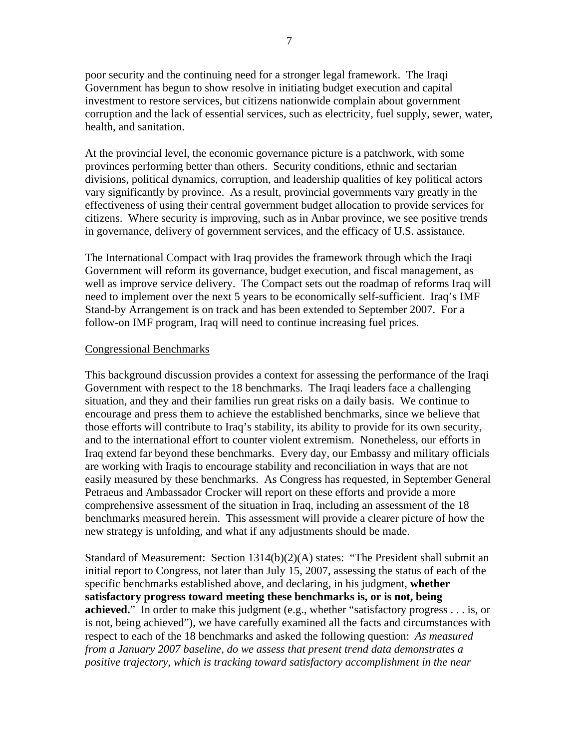poor security and the continuing need for a stronger legal framework. The Iraqi Government has begun to show resolve in initiating budget execution and capital investment to restore services, but citizens nationwide complain about government corruption and the lack of essential services, such as electricity, fuel supply, sewer, water, health, and sanitation.

At the provincial level, the economic governance picture is a patchwork, with some provinces performing better than others. Security conditions, ethnic and sectarian divisions, political dynamics, corruption, and leadership qualities of key political actors vary significantly by province. As a result, provincial governments vary greatly in the effectiveness of using their central government budget allocation to provide services for citizens. Where security is improving, such as in Anbar province, we see positive trends in governance, delivery of government services, and the efficacy of U.S. assistance.

The International Compact with Iraq provides the framework through which the Iraqi Government will reform its governance, budget execution, and fiscal management, as well as improve service delivery. The Compact sets out the roadmap of reforms Iraq will need to implement over the next 5 years to be economically self-sufficient. Iraq's IMF Stand-by Arrangement is on track and has been extended to September 2007. For a follow-on IMF program, Iraq will need to continue increasing fuel prices.

Congressional Benchmarks

This background discussion provides a context for assessing the performance of the Iraqi Government with respect to the 18 benchmarks. The Iraqi leaders face a challenging situation, and they and their families run great risks on a daily basis. We continue to encourage and press them to achieve the established benchmarks, since we believe that those efforts will contribute to Iraq's stability, its ability to provide for its own security, and to the international effort to counter violent extremism. Nonetheless, our efforts in Iraq extend far beyond these benchmarks. Every day, our Embassy and military officials are working with Iraqis to encourage stability and reconciliation in ways that are not easily measured by these benchmarks. As Congress has requested, in September General Petraeus and Ambassador Crocker will report on these efforts and provide a more comprehensive assessment of the situation in Iraq, including an assessment of the 18 benchmarks measured herein. This assessment will provide a clearer picture of how the new strategy is unfolding, and what if any adjustments should be made.

Standard of Measurement: Section 1314(b)(2)(A) states: "The President shall submit an initial report to Congress, not later than July 15, 2007, assessing the status of each of the specific benchmarks established above, and declaring, in his judgment, **whether satisfactory progress toward meeting these benchmarks is, or is not, being achieved.**" In order to make this judgment (e.g., whether "satisfactory progress . . . is, or is not, being achieved"), we have carefully examined all the facts and circumstances with respect to each of the 18 benchmarks and asked the following question: *As measured from a January 2007 baseline, do we assess that present trend data demonstrates a positive trajectory, which is tracking toward satisfactory accomplishment in the near*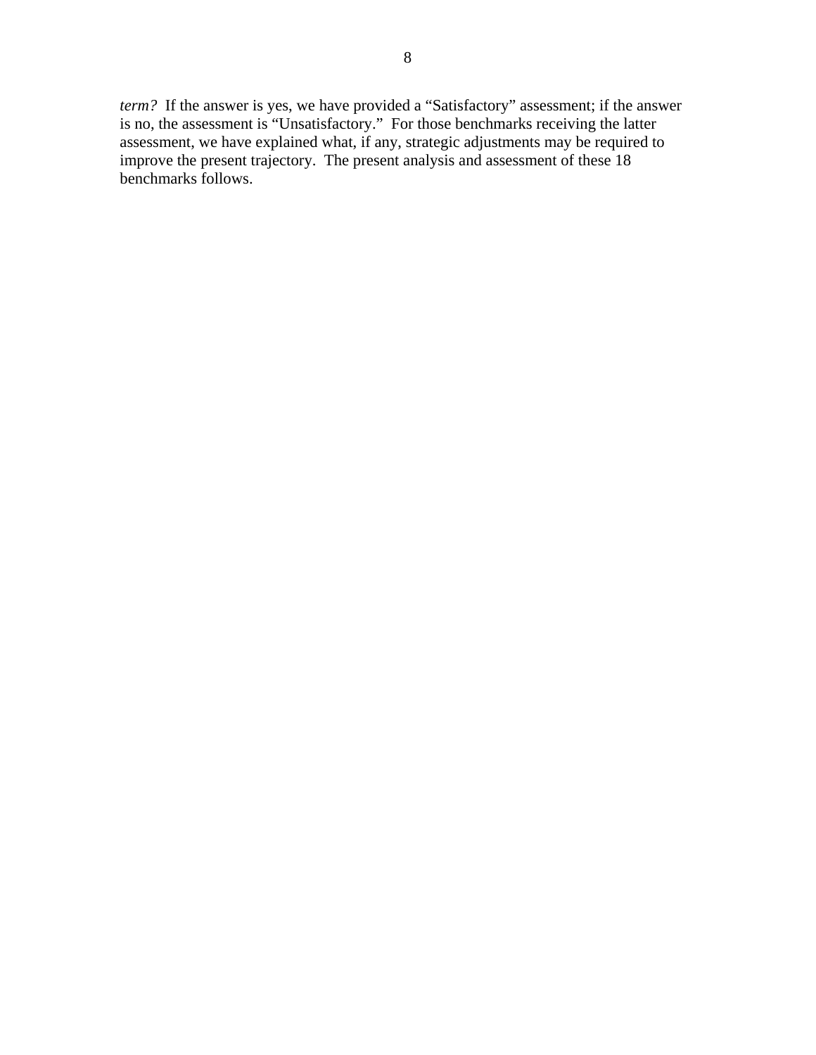*term?* If the answer is yes, we have provided a "Satisfactory" assessment; if the answer is no, the assessment is "Unsatisfactory." For those benchmarks receiving the latter assessment, we have explained what, if any, strategic adjustments may be required to improve the present trajectory. The present analysis and assessment of these 18 benchmarks follows.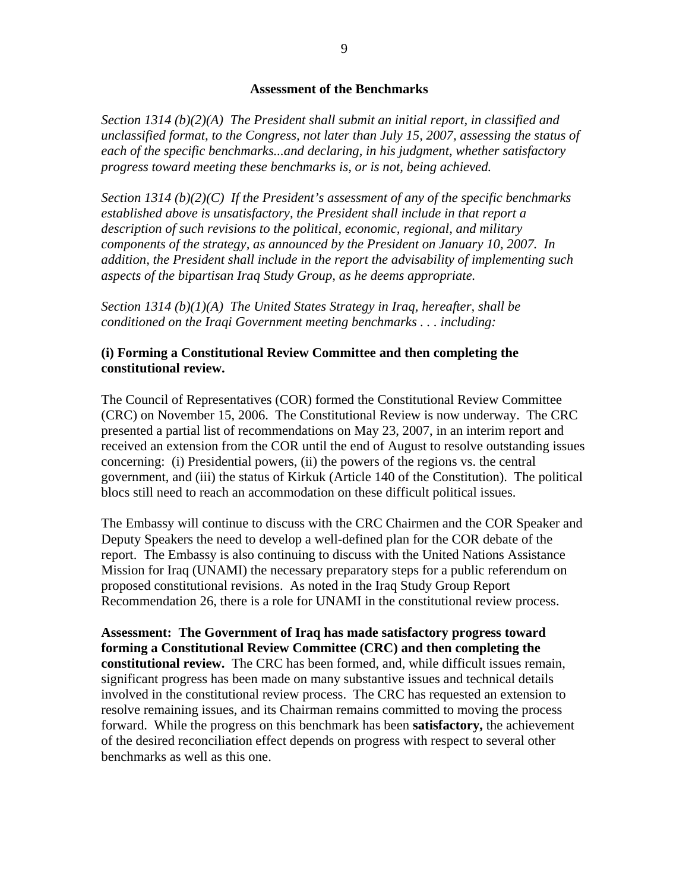## Assessment of the Benchmarks

*Section 1314 (b)(2)(A) The President shall submit an initial report, in classified and unclassified format, to the Congress, not later than July 15, 2007, assessing the status of each of the specific benchmarks...and declaring, in his judgment, whether satisfactory progress toward meeting these benchmarks is, or is not, being achieved.*

*Section 1314 (b)(2)(C) If the President's assessment of any of the specific benchmarks established above is unsatisfactory, the President shall include in that report a description of such revisions to the political, economic, regional, and military components of the strategy, as announced by the President on January 10, 2007. In addition, the President shall include in the report the advisability of implementing such aspects of the bipartisan Iraq Study Group, as he deems appropriate.*

*Section 1314 (b)(1)(A) The United States Strategy in Iraq, hereafter, shall be conditioned on the Iraqi Government meeting benchmarks . . . including:*

**(i) Forming a Constitutional Review Committee and then completing the constitutional review.**

The Council of Representatives (COR) formed the Constitutional Review Committee (CRC) on November 15, 2006. The Constitutional Review is now underway. The CRC presented a partial list of recommendations on May 23, 2007, in an interim report and received an extension from the COR until the end of August to resolve outstanding issues concerning: (i) Presidential powers, (ii) the powers of the regions vs. the central government, and (iii) the status of Kirkuk (Article 140 of the Constitution). The political blocs still need to reach an accommodation on these difficult political issues.

The Embassy will continue to discuss with the CRC Chairmen and the COR Speaker and Deputy Speakers the need to develop a well-defined plan for the COR debate of the report. The Embassy is also continuing to discuss with the United Nations Assistance Mission for Iraq (UNAMI) the necessary preparatory steps for a public referendum on proposed constitutional revisions. As noted in the Iraq Study Group Report Recommendation 26, there is a role for UNAMI in the constitutional review process.

**Assessment: The Government of Iraq has made satisfactory progress toward forming a Constitutional Review Committee (CRC) and then completing the constitutional review.** The CRC has been formed, and, while difficult issues remain, significant progress has been made on many substantive issues and technical details involved in the constitutional review process. The CRC has requested an extension to resolve remaining issues, and its Chairman remains committed to moving the process forward. While the progress on this benchmark has been **satisfactory,** the achievement of the desired reconciliation effect depends on progress with respect to several other benchmarks as well as this one.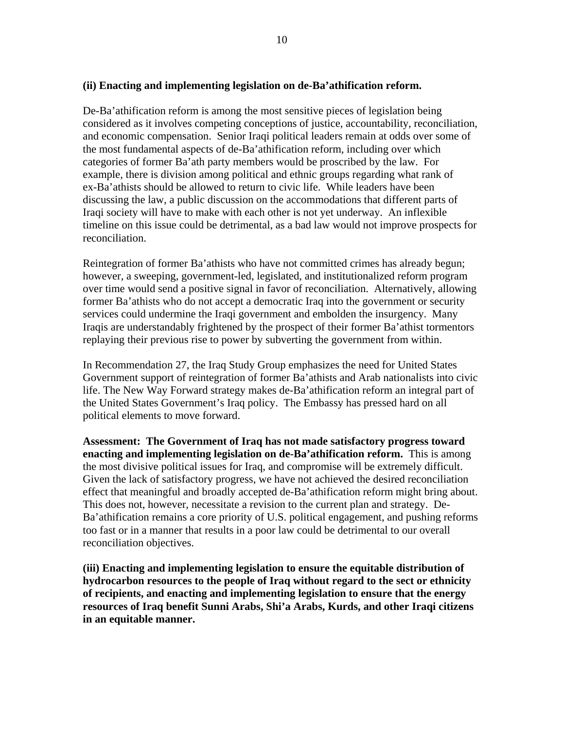**(ii) Enacting and implementing legislation on de-Ba'athification reform.**

De-Ba'athification reform is among the most sensitive pieces of legislation being considered as it involves competing conceptions of justice, accountability, reconciliation, and economic compensation. Senior Iraqi political leaders remain at odds over some of the most fundamental aspects of de-Ba'athification reform, including over which categories of former Ba'ath party members would be proscribed by the law. For example, there is division among political and ethnic groups regarding what rank of ex-Ba'athists should be allowed to return to civic life. While leaders have been discussing the law, a public discussion on the accommodations that different parts of Iraqi society will have to make with each other is not yet underway. An inflexible timeline on this issue could be detrimental, as a bad law would not improve prospects for reconciliation.

Reintegration of former Ba'athists who have not committed crimes has already begun; however, a sweeping, government-led, legislated, and institutionalized reform program over time would send a positive signal in favor of reconciliation. Alternatively, allowing former Ba'athists who do not accept a democratic Iraq into the government or security services could undermine the Iraqi government and embolden the insurgency. Many Iraqis are understandably frightened by the prospect of their former Ba'athist tormentors replaying their previous rise to power by subverting the government from within.

In Recommendation 27, the Iraq Study Group emphasizes the need for United States Government support of reintegration of former Ba'athists and Arab nationalists into civic life. The New Way Forward strategy makes de-Ba'athification reform an integral part of the United States Government's Iraq policy. The Embassy has pressed hard on all political elements to move forward.

**Assessment: The Government of Iraq has not made satisfactory progress toward enacting and implementing legislation on de-Ba'athification reform.** This is among the most divisive political issues for Iraq, and compromise will be extremely difficult. Given the lack of satisfactory progress, we have not achieved the desired reconciliation effect that meaningful and broadly accepted de-Ba'athification reform might bring about. This does not, however, necessitate a revision to the current plan and strategy. De-Ba'athification remains a core priority of U.S. political engagement, and pushing reforms too fast or in a manner that results in a poor law could be detrimental to our overall reconciliation objectives.

**(iii) Enacting and implementing legislation to ensure the equitable distribution of hydrocarbon resources to the people of Iraq without regard to the sect or ethnicity of recipients, and enacting and implementing legislation to ensure that the energy resources of Iraq benefit Sunni Arabs, Shi'a Arabs, Kurds, and other Iraqi citizens in an equitable manner.**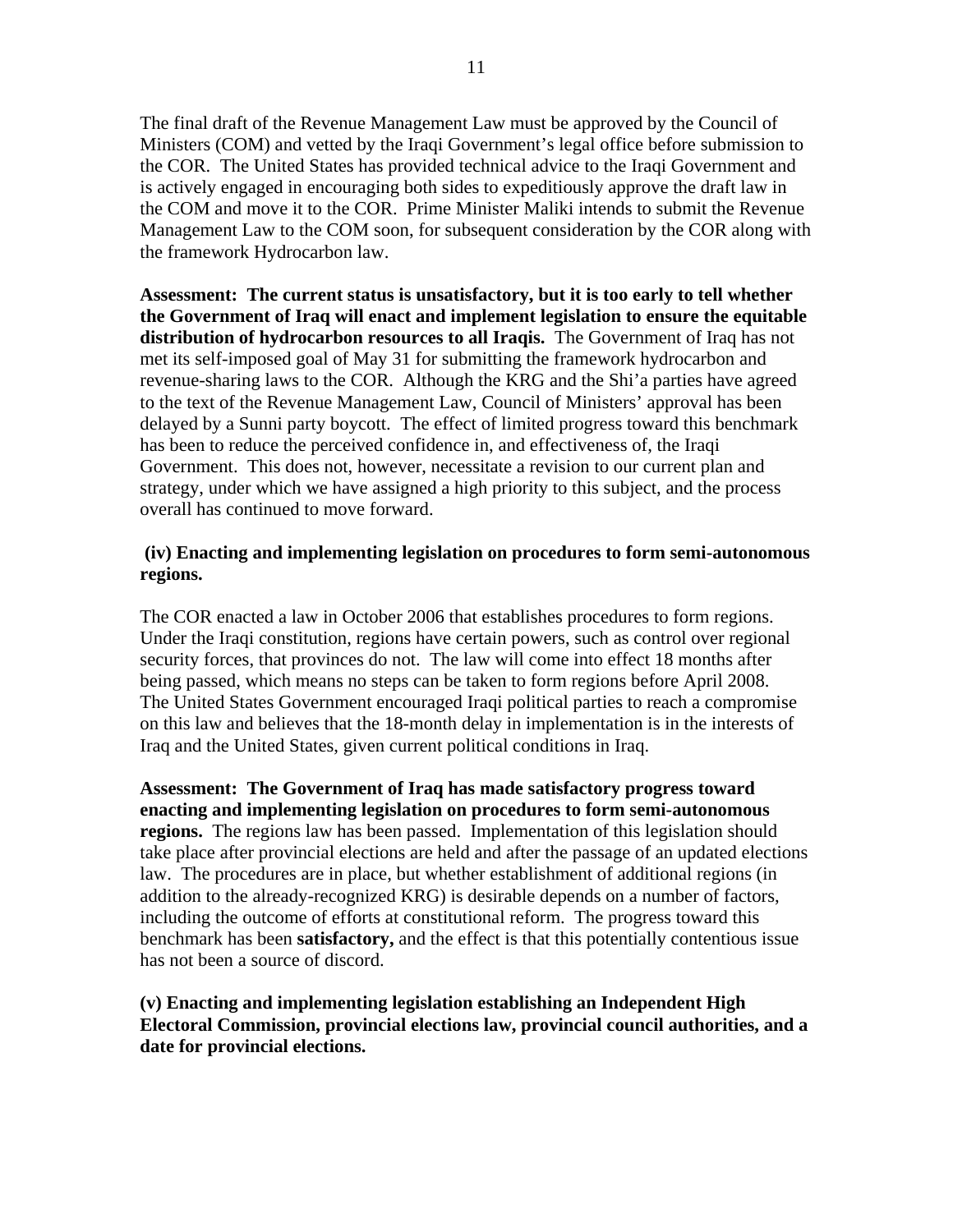The final draft of the Revenue Management Law must be approved by the Council of Ministers (COM) and vetted by the Iraqi Government's legal office before submission to the COR. The United States has provided technical advice to the Iraqi Government and is actively engaged in encouraging both sides to expeditiously approve the draft law in the COM and move it to the COR. Prime Minister Maliki intends to submit the Revenue Management Law to the COM soon, for subsequent consideration by the COR along with the framework Hydrocarbon law.

**Assessment: The current status is unsatisfactory, but it is too early to tell whether the Government of Iraq will enact and implement legislation to ensure the equitable distribution of hydrocarbon resources to all Iraqis.** The Government of Iraq has not met its self-imposed goal of May 31 for submitting the framework hydrocarbon and revenue-sharing laws to the COR. Although the KRG and the Shi'a parties have agreed to the text of the Revenue Management Law, Council of Ministers' approval has been delayed by a Sunni party boycott. The effect of limited progress toward this benchmark has been to reduce the perceived confidence in, and effectiveness of, the Iraqi Government. This does not, however, necessitate a revision to our current plan and strategy, under which we have assigned a high priority to this subject, and the process overall has continued to move forward.

**(iv) Enacting and implementing legislation on procedures to form semi-autonomous regions.**

The COR enacted a law in October 2006 that establishes procedures to form regions. Under the Iraqi constitution, regions have certain powers, such as control over regional security forces, that provinces do not. The law will come into effect 18 months after being passed, which means no steps can be taken to form regions before April 2008. The United States Government encouraged Iraqi political parties to reach a compromise on this law and believes that the 18-month delay in implementation is in the interests of Iraq and the United States, given current political conditions in Iraq.

**Assessment: The Government of Iraq has made satisfactory progress toward enacting and implementing legislation on procedures to form semi-autonomous regions.** The regions law has been passed. Implementation of this legislation should take place after provincial elections are held and after the passage of an updated elections law. The procedures are in place, but whether establishment of additional regions (in addition to the already-recognized KRG) is desirable depends on a number of factors, including the outcome of efforts at constitutional reform. The progress toward this benchmark has been **satisfactory,** and the effect is that this potentially contentious issue has not been a source of discord.

**(v) Enacting and implementing legislation establishing an Independent High Electoral Commission, provincial elections law, provincial council authorities, and a date for provincial elections.**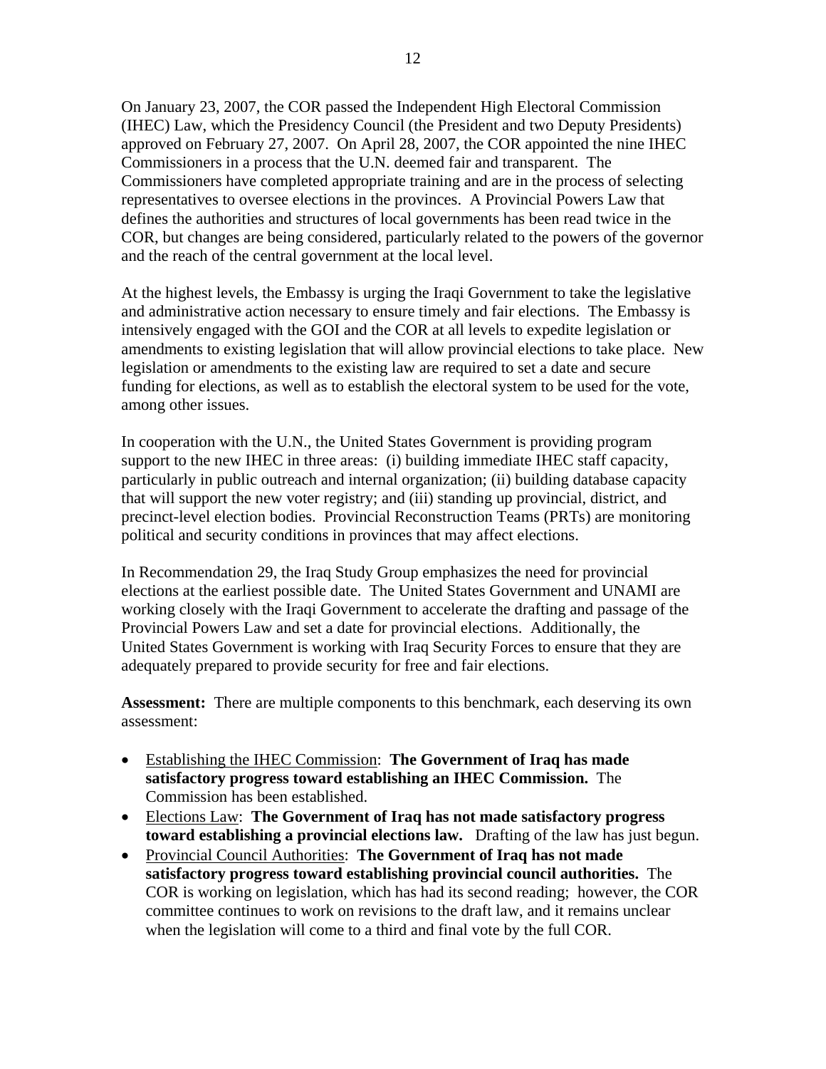On January 23, 2007, the COR passed the Independent High Electoral Commission (IHEC) Law, which the Presidency Council (the President and two Deputy Presidents) approved on February 27, 2007. On April 28, 2007, the COR appointed the nine IHEC Commissioners in a process that the U.N. deemed fair and transparent. The Commissioners have completed appropriate training and are in the process of selecting representatives to oversee elections in the provinces. A Provincial Powers Law that defines the authorities and structures of local governments has been read twice in the COR, but changes are being considered, particularly related to the powers of the governor and the reach of the central government at the local level.

At the highest levels, the Embassy is urging the Iraqi Government to take the legislative and administrative action necessary to ensure timely and fair elections. The Embassy is intensively engaged with the GOI and the COR at all levels to expedite legislation or amendments to existing legislation that will allow provincial elections to take place. New legislation or amendments to the existing law are required to set a date and secure funding for elections, as well as to establish the electoral system to be used for the vote, among other issues.

In cooperation with the U.N., the United States Government is providing program support to the new IHEC in three areas: (i) building immediate IHEC staff capacity, particularly in public outreach and internal organization; (ii) building database capacity that will support the new voter registry; and (iii) standing up provincial, district, and precinct-level election bodies. Provincial Reconstruction Teams (PRTs) are monitoring political and security conditions in provinces that may affect elections.

In Recommendation 29, the Iraq Study Group emphasizes the need for provincial elections at the earliest possible date. The United States Government and UNAMI are working closely with the Iraqi Government to accelerate the drafting and passage of the Provincial Powers Law and set a date for provincial elections. Additionally, the United States Government is working with Iraq Security Forces to ensure that they are adequately prepared to provide security for free and fair elections.

**Assessment:** There are multiple components to this benchmark, each deserving its own assessment:

- Establishing the IHEC Commission: **The Government of Iraq has made satisfactory progress toward establishing an IHEC Commission.** The Commission has been established.
- Elections Law: **The Government of Iraq has not made satisfactory progress toward establishing a provincial elections law.** Drafting of the law has just begun.
- Provincial Council Authorities: **The Government of Iraq has not made satisfactory progress toward establishing provincial council authorities.** The COR is working on legislation, which has had its second reading; however, the COR committee continues to work on revisions to the draft law, and it remains unclear when the legislation will come to a third and final vote by the full COR.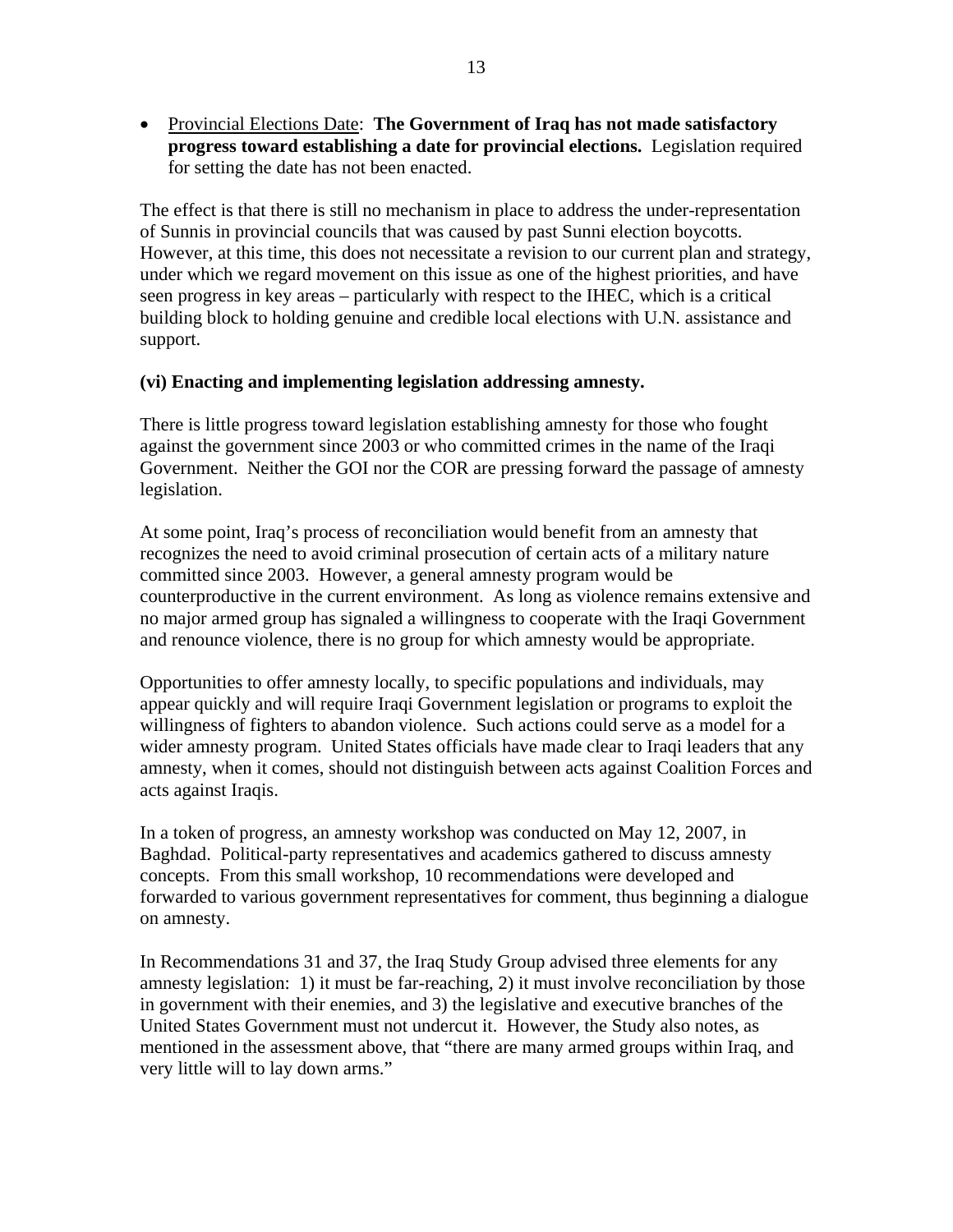- Provincial Elections Date: **The Government of Iraq has not made satisfactory progress toward establishing a date for provincial elections.** Legislation required for setting the date has not been enacted.

The effect is that there is still no mechanism in place to address the under-representation of Sunnis in provincial councils that was caused by past Sunni election boycotts. However, at this time, this does not necessitate a revision to our current plan and strategy, under which we regard movement on this issue as one of the highest priorities, and have seen progress in key areas – particularly with respect to the IHEC, which is a critical building block to holding genuine and credible local elections with U.N. assistance and support.

**(vi) Enacting and implementing legislation addressing amnesty.**

There is little progress toward legislation establishing amnesty for those who fought against the government since 2003 or who committed crimes in the name of the Iraqi Government. Neither the GOI nor the COR are pressing forward the passage of amnesty legislation.

At some point, Iraq's process of reconciliation would benefit from an amnesty that recognizes the need to avoid criminal prosecution of certain acts of a military nature committed since 2003. However, a general amnesty program would be counterproductive in the current environment. As long as violence remains extensive and no major armed group has signaled a willingness to cooperate with the Iraqi Government and renounce violence, there is no group for which amnesty would be appropriate.

Opportunities to offer amnesty locally, to specific populations and individuals, may appear quickly and will require Iraqi Government legislation or programs to exploit the willingness of fighters to abandon violence. Such actions could serve as a model for a wider amnesty program. United States officials have made clear to Iraqi leaders that any amnesty, when it comes, should not distinguish between acts against Coalition Forces and acts against Iraqis.

In a token of progress, an amnesty workshop was conducted on May 12, 2007, in Baghdad. Political-party representatives and academics gathered to discuss amnesty concepts. From this small workshop, 10 recommendations were developed and forwarded to various government representatives for comment, thus beginning a dialogue on amnesty.

In Recommendations 31 and 37, the Iraq Study Group advised three elements for any amnesty legislation: 1) it must be far-reaching, 2) it must involve reconciliation by those in government with their enemies, and 3) the legislative and executive branches of the United States Government must not undercut it. However, the Study also notes, as mentioned in the assessment above, that "there are many armed groups within Iraq, and very little will to lay down arms."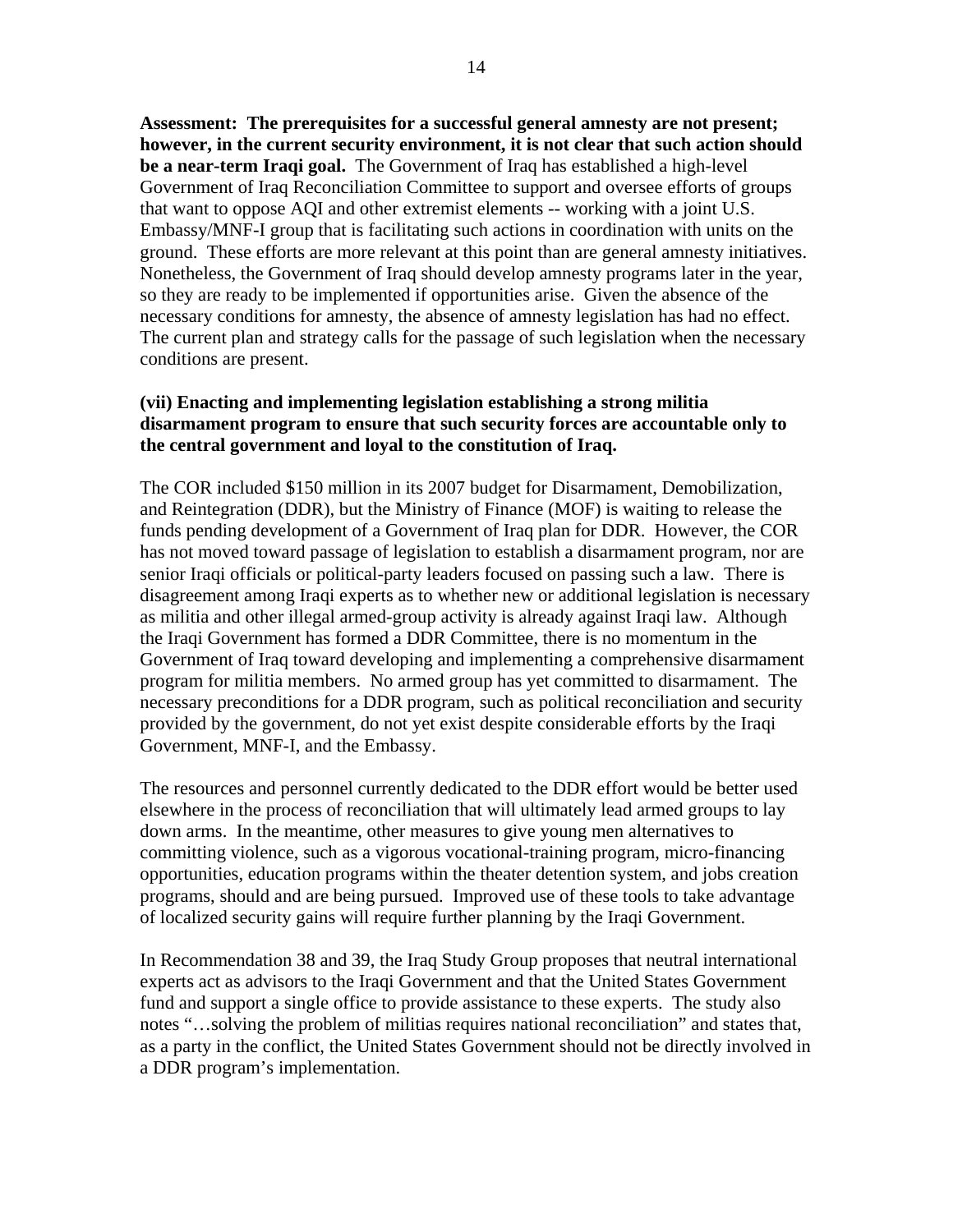**Assessment: The prerequisites for a successful general amnesty are not present; however, in the current security environment, it is not clear that such action should be a near-term Iraqi goal.** The Government of Iraq has established a high-level Government of Iraq Reconciliation Committee to support and oversee efforts of groups that want to oppose AQI and other extremist elements -- working with a joint U.S. Embassy/MNF-I group that is facilitating such actions in coordination with units on the ground. These efforts are more relevant at this point than are general amnesty initiatives. Nonetheless, the Government of Iraq should develop amnesty programs later in the year, so they are ready to be implemented if opportunities arise. Given the absence of the necessary conditions for amnesty, the absence of amnesty legislation has had no effect. The current plan and strategy calls for the passage of such legislation when the necessary conditions are present.

**(vii) Enacting and implementing legislation establishing a strong militia disarmament program to ensure that such security forces are accountable only to the central government and loyal to the constitution of Iraq.**

The COR included $150 million in its 2007 budget for Disarmament, Demobilization, and Reintegration (DDR), but the Ministry of Finance (MOF) is waiting to release the funds pending development of a Government of Iraq plan for DDR. However, the COR has not moved toward passage of legislation to establish a disarmament program, nor are senior Iraqi officials or political-party leaders focused on passing such a law. There is disagreement among Iraqi experts as to whether new or additional legislation is necessary as militia and other illegal armed-group activity is already against Iraqi law. Although the Iraqi Government has formed a DDR Committee, there is no momentum in the Government of Iraq toward developing and implementing a comprehensive disarmament program for militia members. No armed group has yet committed to disarmament. The necessary preconditions for a DDR program, such as political reconciliation and security provided by the government, do not yet exist despite considerable efforts by the Iraqi Government, MNF-I, and the Embassy.

The resources and personnel currently dedicated to the DDR effort would be better used elsewhere in the process of reconciliation that will ultimately lead armed groups to lay down arms. In the meantime, other measures to give young men alternatives to committing violence, such as a vigorous vocational-training program, micro-financing opportunities, education programs within the theater detention system, and jobs creation programs, should and are being pursued. Improved use of these tools to take advantage of localized security gains will require further planning by the Iraqi Government.

In Recommendation 38 and 39, the Iraq Study Group proposes that neutral international experts act as advisors to the Iraqi Government and that the United States Government fund and support a single office to provide assistance to these experts. The study also notes "…solving the problem of militias requires national reconciliation" and states that, as a party in the conflict, the United States Government should not be directly involved in a DDR program's implementation.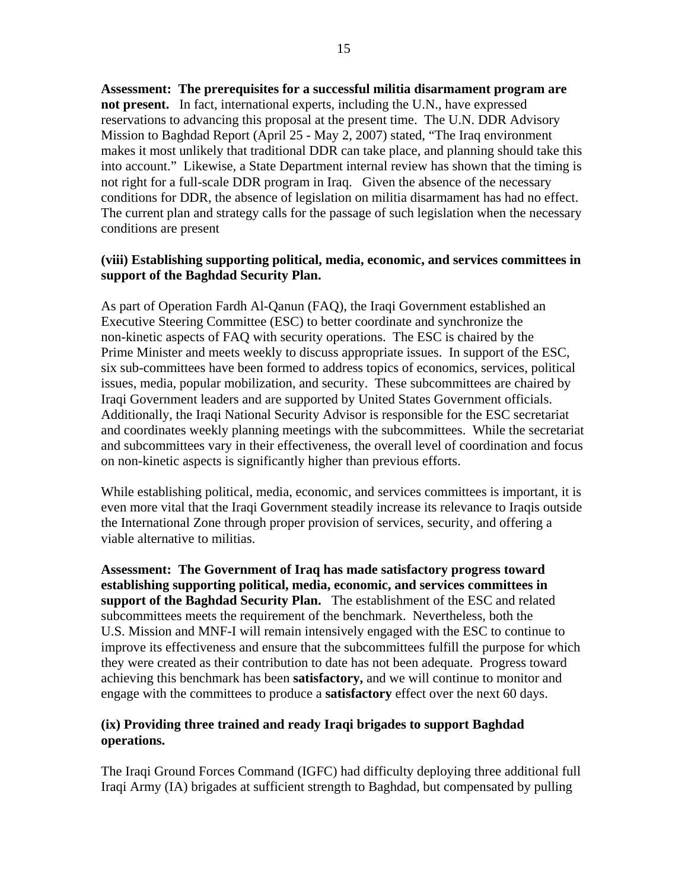**Assessment: The prerequisites for a successful militia disarmament program are not present.** In fact, international experts, including the U.N., have expressed reservations to advancing this proposal at the present time. The U.N. DDR Advisory Mission to Baghdad Report (April 25 - May 2, 2007) stated, "The Iraq environment makes it most unlikely that traditional DDR can take place, and planning should take this into account." Likewise, a State Department internal review has shown that the timing is not right for a full-scale DDR program in Iraq. Given the absence of the necessary conditions for DDR, the absence of legislation on militia disarmament has had no effect. The current plan and strategy calls for the passage of such legislation when the necessary conditions are present

**(viii) Establishing supporting political, media, economic, and services committees in support of the Baghdad Security Plan.**

As part of Operation Fardh Al-Qanun (FAQ), the Iraqi Government established an Executive Steering Committee (ESC) to better coordinate and synchronize the non-kinetic aspects of FAQ with security operations. The ESC is chaired by the Prime Minister and meets weekly to discuss appropriate issues. In support of the ESC, six sub-committees have been formed to address topics of economics, services, political issues, media, popular mobilization, and security. These subcommittees are chaired by Iraqi Government leaders and are supported by United States Government officials. Additionally, the Iraqi National Security Advisor is responsible for the ESC secretariat and coordinates weekly planning meetings with the subcommittees. While the secretariat and subcommittees vary in their effectiveness, the overall level of coordination and focus on non-kinetic aspects is significantly higher than previous efforts.

While establishing political, media, economic, and services committees is important, it is even more vital that the Iraqi Government steadily increase its relevance to Iraqis outside the International Zone through proper provision of services, security, and offering a viable alternative to militias.

**Assessment: The Government of Iraq has made satisfactory progress toward establishing supporting political, media, economic, and services committees in support of the Baghdad Security Plan.** The establishment of the ESC and related subcommittees meets the requirement of the benchmark. Nevertheless, both the U.S. Mission and MNF-I will remain intensively engaged with the ESC to continue to improve its effectiveness and ensure that the subcommittees fulfill the purpose for which they were created as their contribution to date has not been adequate. Progress toward achieving this benchmark has been **satisfactory,** and we will continue to monitor and engage with the committees to produce a **satisfactory** effect over the next 60 days.

**(ix) Providing three trained and ready Iraqi brigades to support Baghdad operations.**

The Iraqi Ground Forces Command (IGFC) had difficulty deploying three additional full Iraqi Army (IA) brigades at sufficient strength to Baghdad, but compensated by pulling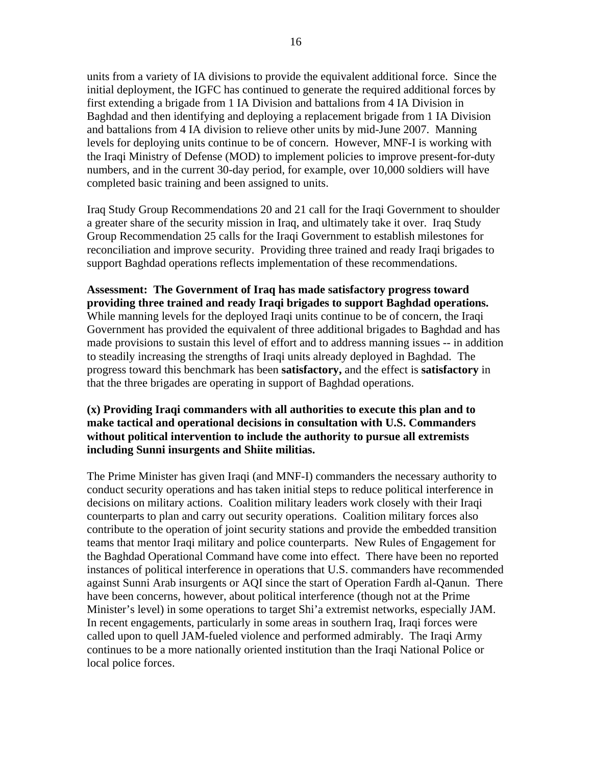units from a variety of IA divisions to provide the equivalent additional force. Since the initial deployment, the IGFC has continued to generate the required additional forces by first extending a brigade from 1 IA Division and battalions from 4 IA Division in Baghdad and then identifying and deploying a replacement brigade from 1 IA Division and battalions from 4 IA division to relieve other units by mid-June 2007. Manning levels for deploying units continue to be of concern. However, MNF-I is working with the Iraqi Ministry of Defense (MOD) to implement policies to improve present-for-duty numbers, and in the current 30-day period, for example, over 10,000 soldiers will have completed basic training and been assigned to units.

Iraq Study Group Recommendations 20 and 21 call for the Iraqi Government to shoulder a greater share of the security mission in Iraq, and ultimately take it over. Iraq Study Group Recommendation 25 calls for the Iraqi Government to establish milestones for reconciliation and improve security. Providing three trained and ready Iraqi brigades to support Baghdad operations reflects implementation of these recommendations.

**Assessment: The Government of Iraq has made satisfactory progress toward providing three trained and ready Iraqi brigades to support Baghdad operations.** While manning levels for the deployed Iraqi units continue to be of concern, the Iraqi Government has provided the equivalent of three additional brigades to Baghdad and has made provisions to sustain this level of effort and to address manning issues -- in addition to steadily increasing the strengths of Iraqi units already deployed in Baghdad. The progress toward this benchmark has been **satisfactory,** and the effect is **satisfactory** in that the three brigades are operating in support of Baghdad operations.

**(x) Providing Iraqi commanders with all authorities to execute this plan and to make tactical and operational decisions in consultation with U.S. Commanders without political intervention to include the authority to pursue all extremists including Sunni insurgents and Shiite militias.**

The Prime Minister has given Iraqi (and MNF-I) commanders the necessary authority to conduct security operations and has taken initial steps to reduce political interference in decisions on military actions. Coalition military leaders work closely with their Iraqi counterparts to plan and carry out security operations. Coalition military forces also contribute to the operation of joint security stations and provide the embedded transition teams that mentor Iraqi military and police counterparts. New Rules of Engagement for the Baghdad Operational Command have come into effect. There have been no reported instances of political interference in operations that U.S. commanders have recommended against Sunni Arab insurgents or AQI since the start of Operation Fardh al-Qanun. There have been concerns, however, about political interference (though not at the Prime Minister's level) in some operations to target Shi'a extremist networks, especially JAM. In recent engagements, particularly in some areas in southern Iraq, Iraqi forces were called upon to quell JAM-fueled violence and performed admirably. The Iraqi Army continues to be a more nationally oriented institution than the Iraqi National Police or local police forces.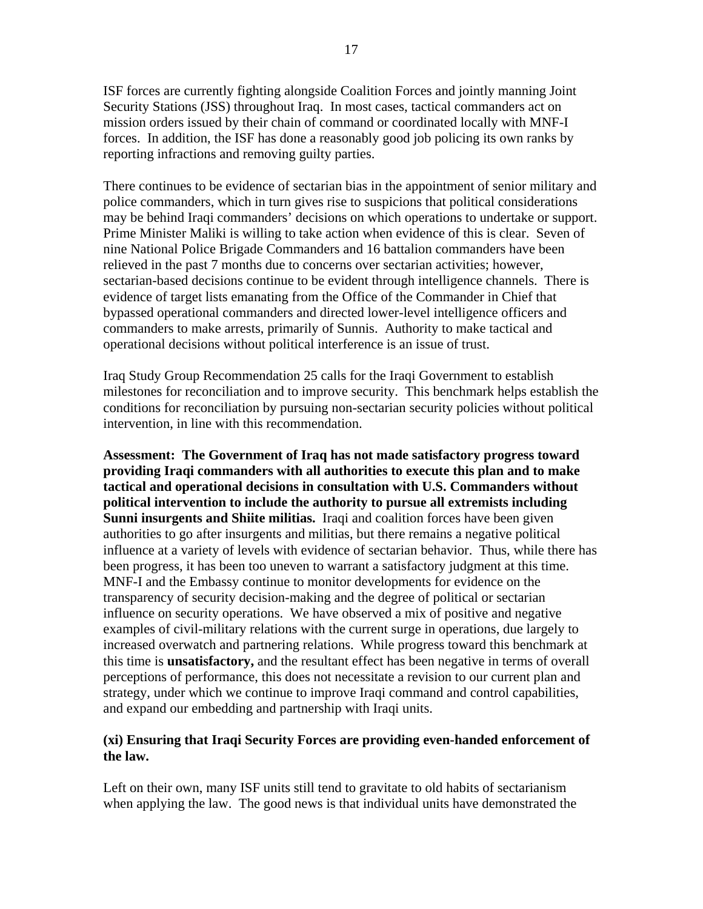ISF forces are currently fighting alongside Coalition Forces and jointly manning Joint Security Stations (JSS) throughout Iraq. In most cases, tactical commanders act on mission orders issued by their chain of command or coordinated locally with MNF-I forces. In addition, the ISF has done a reasonably good job policing its own ranks by reporting infractions and removing guilty parties.

There continues to be evidence of sectarian bias in the appointment of senior military and police commanders, which in turn gives rise to suspicions that political considerations may be behind Iraqi commanders' decisions on which operations to undertake or support. Prime Minister Maliki is willing to take action when evidence of this is clear. Seven of nine National Police Brigade Commanders and 16 battalion commanders have been relieved in the past 7 months due to concerns over sectarian activities; however, sectarian-based decisions continue to be evident through intelligence channels. There is evidence of target lists emanating from the Office of the Commander in Chief that bypassed operational commanders and directed lower-level intelligence officers and commanders to make arrests, primarily of Sunnis. Authority to make tactical and operational decisions without political interference is an issue of trust.

Iraq Study Group Recommendation 25 calls for the Iraqi Government to establish milestones for reconciliation and to improve security. This benchmark helps establish the conditions for reconciliation by pursuing non-sectarian security policies without political intervention, in line with this recommendation.

**Assessment: The Government of Iraq has not made satisfactory progress toward providing Iraqi commanders with all authorities to execute this plan and to make tactical and operational decisions in consultation with U.S. Commanders without political intervention to include the authority to pursue all extremists including Sunni insurgents and Shiite militias.** Iraqi and coalition forces have been given authorities to go after insurgents and militias, but there remains a negative political influence at a variety of levels with evidence of sectarian behavior. Thus, while there has been progress, it has been too uneven to warrant a satisfactory judgment at this time. MNF-I and the Embassy continue to monitor developments for evidence on the transparency of security decision-making and the degree of political or sectarian influence on security operations. We have observed a mix of positive and negative examples of civil-military relations with the current surge in operations, due largely to increased overwatch and partnering relations. While progress toward this benchmark at this time is **unsatisfactory,** and the resultant effect has been negative in terms of overall perceptions of performance, this does not necessitate a revision to our current plan and strategy, under which we continue to improve Iraqi command and control capabilities, and expand our embedding and partnership with Iraqi units.

**(xi) Ensuring that Iraqi Security Forces are providing even-handed enforcement of the law.**

Left on their own, many ISF units still tend to gravitate to old habits of sectarianism when applying the law. The good news is that individual units have demonstrated the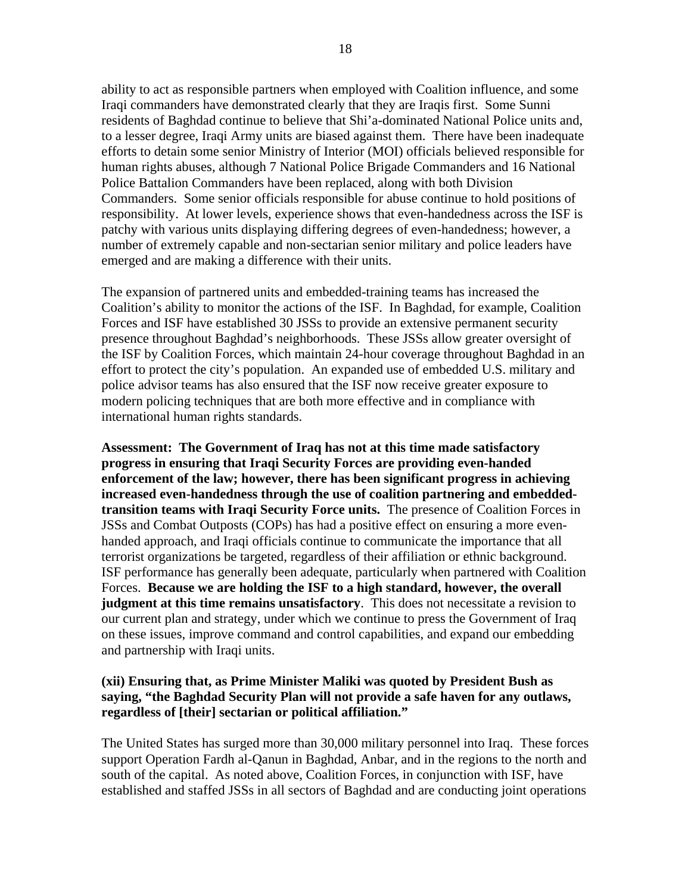ability to act as responsible partners when employed with Coalition influence, and some Iraqi commanders have demonstrated clearly that they are Iraqis first. Some Sunni residents of Baghdad continue to believe that Shi'a-dominated National Police units and, to a lesser degree, Iraqi Army units are biased against them. There have been inadequate efforts to detain some senior Ministry of Interior (MOI) officials believed responsible for human rights abuses, although 7 National Police Brigade Commanders and 16 National Police Battalion Commanders have been replaced, along with both Division Commanders. Some senior officials responsible for abuse continue to hold positions of responsibility. At lower levels, experience shows that even-handedness across the ISF is patchy with various units displaying differing degrees of even-handedness; however, a number of extremely capable and non-sectarian senior military and police leaders have emerged and are making a difference with their units.

The expansion of partnered units and embedded-training teams has increased the Coalition's ability to monitor the actions of the ISF. In Baghdad, for example, Coalition Forces and ISF have established 30 JSSs to provide an extensive permanent security presence throughout Baghdad's neighborhoods. These JSSs allow greater oversight of the ISF by Coalition Forces, which maintain 24-hour coverage throughout Baghdad in an effort to protect the city's population. An expanded use of embedded U.S. military and police advisor teams has also ensured that the ISF now receive greater exposure to modern policing techniques that are both more effective and in compliance with international human rights standards.

**Assessment: The Government of Iraq has not at this time made satisfactory progress in ensuring that Iraqi Security Forces are providing even-handed enforcement of the law; however, there has been significant progress in achieving increased even-handedness through the use of coalition partnering and embedded-transition teams with Iraqi Security Force units.** The presence of Coalition Forces in JSSs and Combat Outposts (COPs) has had a positive effect on ensuring a more even-handed approach, and Iraqi officials continue to communicate the importance that all terrorist organizations be targeted, regardless of their affiliation or ethnic background. ISF performance has generally been adequate, particularly when partnered with Coalition Forces. **Because we are holding the ISF to a high standard, however, the overall judgment at this time remains unsatisfactory**. This does not necessitate a revision to our current plan and strategy, under which we continue to press the Government of Iraq on these issues, improve command and control capabilities, and expand our embedding and partnership with Iraqi units.

**(xii) Ensuring that, as Prime Minister Maliki was quoted by President Bush as saying, "the Baghdad Security Plan will not provide a safe haven for any outlaws, regardless of [their] sectarian or political affiliation."**

The United States has surged more than 30,000 military personnel into Iraq. These forces support Operation Fardh al-Qanun in Baghdad, Anbar, and in the regions to the north and south of the capital. As noted above, Coalition Forces, in conjunction with ISF, have established and staffed JSSs in all sectors of Baghdad and are conducting joint operations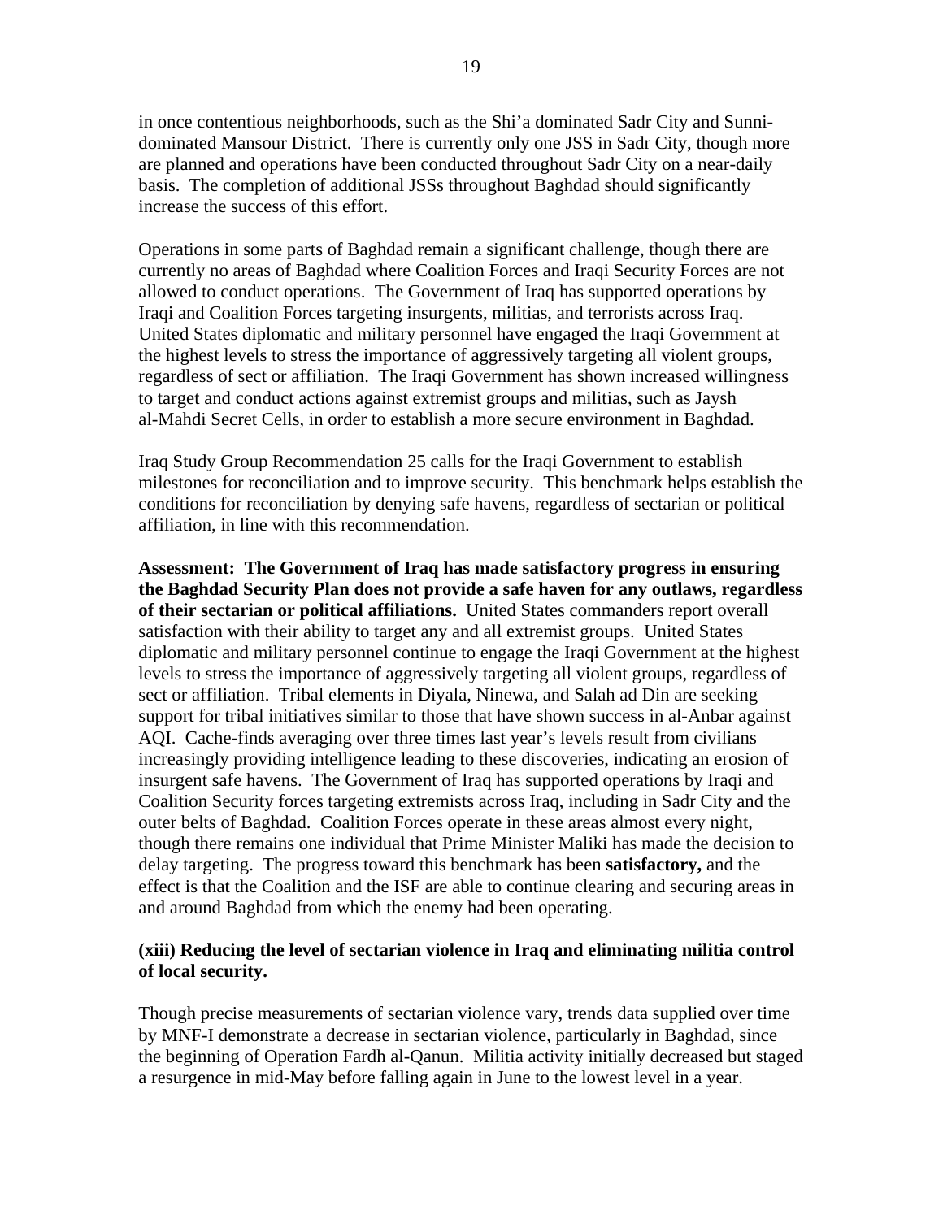in once contentious neighborhoods, such as the Shi'a dominated Sadr City and Sunni-dominated Mansour District. There is currently only one JSS in Sadr City, though more are planned and operations have been conducted throughout Sadr City on a near-daily basis. The completion of additional JSSs throughout Baghdad should significantly increase the success of this effort.

Operations in some parts of Baghdad remain a significant challenge, though there are currently no areas of Baghdad where Coalition Forces and Iraqi Security Forces are not allowed to conduct operations. The Government of Iraq has supported operations by Iraqi and Coalition Forces targeting insurgents, militias, and terrorists across Iraq. United States diplomatic and military personnel have engaged the Iraqi Government at the highest levels to stress the importance of aggressively targeting all violent groups, regardless of sect or affiliation. The Iraqi Government has shown increased willingness to target and conduct actions against extremist groups and militias, such as Jaysh al-Mahdi Secret Cells, in order to establish a more secure environment in Baghdad.

Iraq Study Group Recommendation 25 calls for the Iraqi Government to establish milestones for reconciliation and to improve security. This benchmark helps establish the conditions for reconciliation by denying safe havens, regardless of sectarian or political affiliation, in line with this recommendation.

**Assessment: The Government of Iraq has made satisfactory progress in ensuring the Baghdad Security Plan does not provide a safe haven for any outlaws, regardless of their sectarian or political affiliations.** United States commanders report overall satisfaction with their ability to target any and all extremist groups. United States diplomatic and military personnel continue to engage the Iraqi Government at the highest levels to stress the importance of aggressively targeting all violent groups, regardless of sect or affiliation. Tribal elements in Diyala, Ninewa, and Salah ad Din are seeking support for tribal initiatives similar to those that have shown success in al-Anbar against AQI. Cache-finds averaging over three times last year's levels result from civilians increasingly providing intelligence leading to these discoveries, indicating an erosion of insurgent safe havens. The Government of Iraq has supported operations by Iraqi and Coalition Security forces targeting extremists across Iraq, including in Sadr City and the outer belts of Baghdad. Coalition Forces operate in these areas almost every night, though there remains one individual that Prime Minister Maliki has made the decision to delay targeting. The progress toward this benchmark has been **satisfactory,** and the effect is that the Coalition and the ISF are able to continue clearing and securing areas in and around Baghdad from which the enemy had been operating.

**(xiii) Reducing the level of sectarian violence in Iraq and eliminating militia control of local security.**

Though precise measurements of sectarian violence vary, trends data supplied over time by MNF-I demonstrate a decrease in sectarian violence, particularly in Baghdad, since the beginning of Operation Fardh al-Qanun. Militia activity initially decreased but staged a resurgence in mid-May before falling again in June to the lowest level in a year.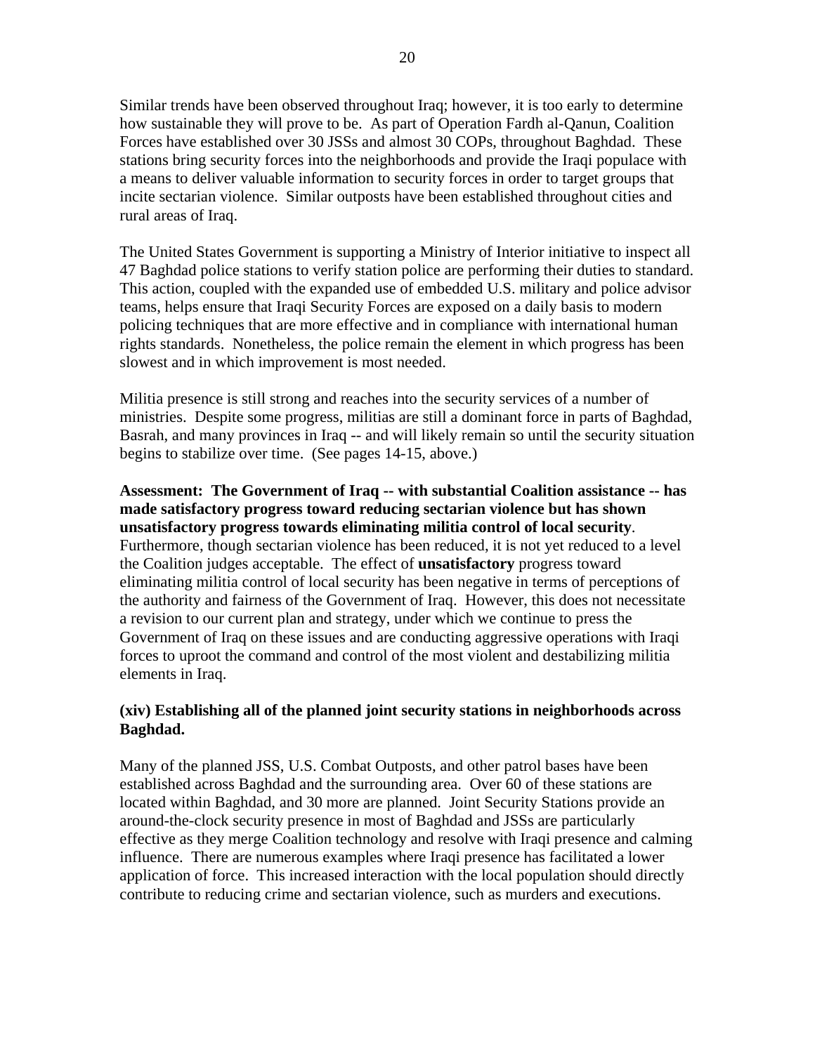Similar trends have been observed throughout Iraq; however, it is too early to determine how sustainable they will prove to be. As part of Operation Fardh al-Qanun, Coalition Forces have established over 30 JSSs and almost 30 COPs, throughout Baghdad. These stations bring security forces into the neighborhoods and provide the Iraqi populace with a means to deliver valuable information to security forces in order to target groups that incite sectarian violence. Similar outposts have been established throughout cities and rural areas of Iraq.

The United States Government is supporting a Ministry of Interior initiative to inspect all 47 Baghdad police stations to verify station police are performing their duties to standard. This action, coupled with the expanded use of embedded U.S. military and police advisor teams, helps ensure that Iraqi Security Forces are exposed on a daily basis to modern policing techniques that are more effective and in compliance with international human rights standards. Nonetheless, the police remain the element in which progress has been slowest and in which improvement is most needed.

Militia presence is still strong and reaches into the security services of a number of ministries. Despite some progress, militias are still a dominant force in parts of Baghdad, Basrah, and many provinces in Iraq -- and will likely remain so until the security situation begins to stabilize over time. (See pages 14-15, above.)

**Assessment: The Government of Iraq -- with substantial Coalition assistance -- has made satisfactory progress toward reducing sectarian violence but has shown unsatisfactory progress towards eliminating militia control of local security**. Furthermore, though sectarian violence has been reduced, it is not yet reduced to a level the Coalition judges acceptable. The effect of **unsatisfactory** progress toward eliminating militia control of local security has been negative in terms of perceptions of the authority and fairness of the Government of Iraq. However, this does not necessitate a revision to our current plan and strategy, under which we continue to press the Government of Iraq on these issues and are conducting aggressive operations with Iraqi forces to uproot the command and control of the most violent and destabilizing militia elements in Iraq.

**(xiv) Establishing all of the planned joint security stations in neighborhoods across Baghdad.**

Many of the planned JSS, U.S. Combat Outposts, and other patrol bases have been established across Baghdad and the surrounding area. Over 60 of these stations are located within Baghdad, and 30 more are planned. Joint Security Stations provide an around-the-clock security presence in most of Baghdad and JSSs are particularly effective as they merge Coalition technology and resolve with Iraqi presence and calming influence. There are numerous examples where Iraqi presence has facilitated a lower application of force. This increased interaction with the local population should directly contribute to reducing crime and sectarian violence, such as murders and executions.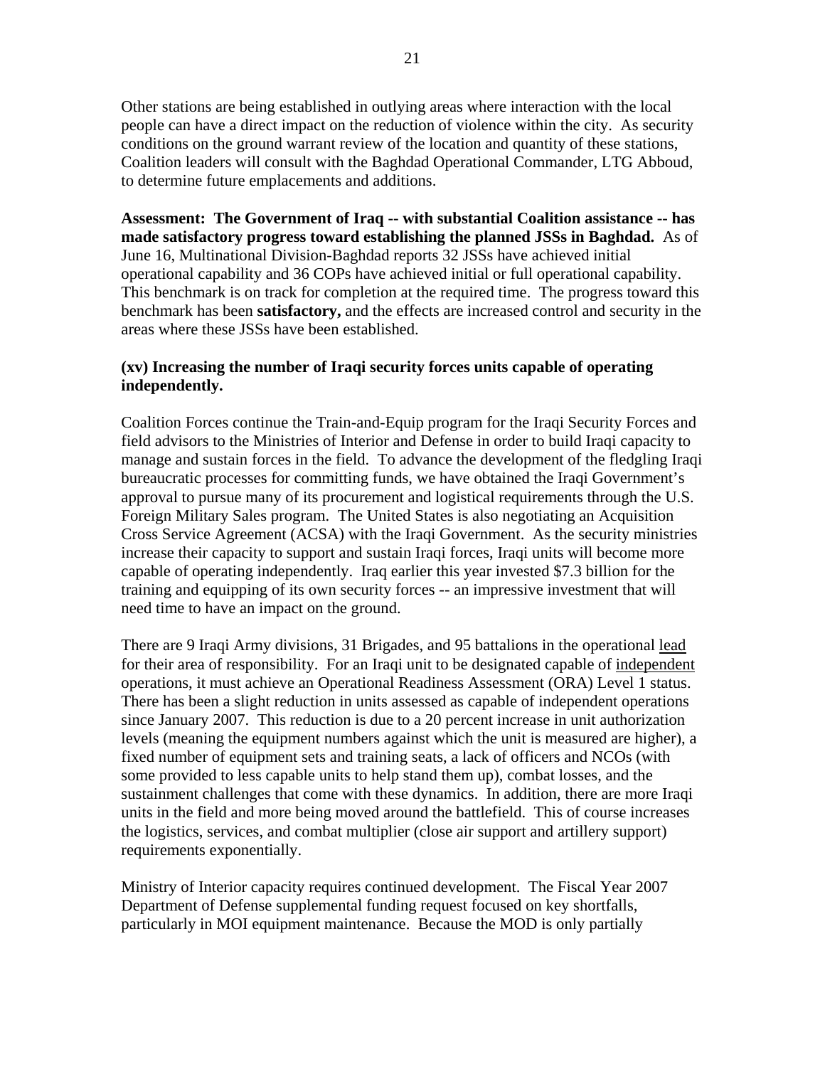Other stations are being established in outlying areas where interaction with the local people can have a direct impact on the reduction of violence within the city. As security conditions on the ground warrant review of the location and quantity of these stations, Coalition leaders will consult with the Baghdad Operational Commander, LTG Abboud, to determine future emplacements and additions.

**Assessment: The Government of Iraq -- with substantial Coalition assistance -- has made satisfactory progress toward establishing the planned JSSs in Baghdad.** As of June 16, Multinational Division-Baghdad reports 32 JSSs have achieved initial operational capability and 36 COPs have achieved initial or full operational capability. This benchmark is on track for completion at the required time. The progress toward this benchmark has been **satisfactory,** and the effects are increased control and security in the areas where these JSSs have been established.

**(xv) Increasing the number of Iraqi security forces units capable of operating independently.**

Coalition Forces continue the Train-and-Equip program for the Iraqi Security Forces and field advisors to the Ministries of Interior and Defense in order to build Iraqi capacity to manage and sustain forces in the field. To advance the development of the fledgling Iraqi bureaucratic processes for committing funds, we have obtained the Iraqi Government's approval to pursue many of its procurement and logistical requirements through the U.S. Foreign Military Sales program. The United States is also negotiating an Acquisition Cross Service Agreement (ACSA) with the Iraqi Government. As the security ministries increase their capacity to support and sustain Iraqi forces, Iraqi units will become more capable of operating independently. Iraq earlier this year invested \$7.3 billion for the training and equipping of its own security forces -- an impressive investment that will need time to have an impact on the ground.

There are 9 Iraqi Army divisions, 31 Brigades, and 95 battalions in the operational lead for their area of responsibility. For an Iraqi unit to be designated capable of independent operations, it must achieve an Operational Readiness Assessment (ORA) Level 1 status. There has been a slight reduction in units assessed as capable of independent operations since January 2007. This reduction is due to a 20 percent increase in unit authorization levels (meaning the equipment numbers against which the unit is measured are higher), a fixed number of equipment sets and training seats, a lack of officers and NCOs (with some provided to less capable units to help stand them up), combat losses, and the sustainment challenges that come with these dynamics. In addition, there are more Iraqi units in the field and more being moved around the battlefield. This of course increases the logistics, services, and combat multiplier (close air support and artillery support) requirements exponentially.

Ministry of Interior capacity requires continued development. The Fiscal Year 2007 Department of Defense supplemental funding request focused on key shortfalls, particularly in MOI equipment maintenance. Because the MOD is only partially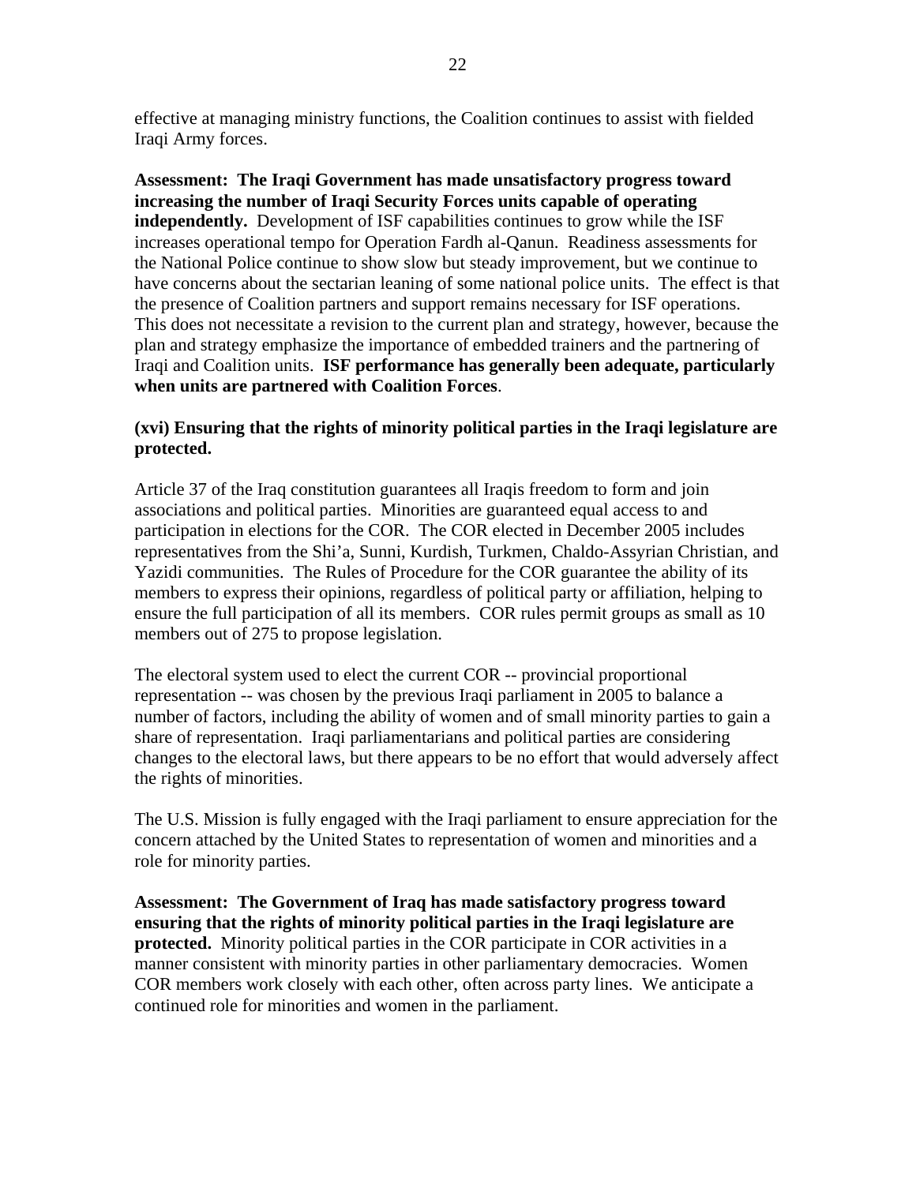effective at managing ministry functions, the Coalition continues to assist with fielded Iraqi Army forces.

**Assessment: The Iraqi Government has made unsatisfactory progress toward increasing the number of Iraqi Security Forces units capable of operating independently.** Development of ISF capabilities continues to grow while the ISF increases operational tempo for Operation Fardh al-Qanun. Readiness assessments for the National Police continue to show slow but steady improvement, but we continue to have concerns about the sectarian leaning of some national police units. The effect is that the presence of Coalition partners and support remains necessary for ISF operations. This does not necessitate a revision to the current plan and strategy, however, because the plan and strategy emphasize the importance of embedded trainers and the partnering of Iraqi and Coalition units. **ISF performance has generally been adequate, particularly when units are partnered with Coalition Forces**.

**(xvi) Ensuring that the rights of minority political parties in the Iraqi legislature are protected.**

Article 37 of the Iraq constitution guarantees all Iraqis freedom to form and join associations and political parties. Minorities are guaranteed equal access to and participation in elections for the COR. The COR elected in December 2005 includes representatives from the Shi'a, Sunni, Kurdish, Turkmen, Chaldo-Assyrian Christian, and Yazidi communities. The Rules of Procedure for the COR guarantee the ability of its members to express their opinions, regardless of political party or affiliation, helping to ensure the full participation of all its members. COR rules permit groups as small as 10 members out of 275 to propose legislation.

The electoral system used to elect the current COR -- provincial proportional representation -- was chosen by the previous Iraqi parliament in 2005 to balance a number of factors, including the ability of women and of small minority parties to gain a share of representation. Iraqi parliamentarians and political parties are considering changes to the electoral laws, but there appears to be no effort that would adversely affect the rights of minorities.

The U.S. Mission is fully engaged with the Iraqi parliament to ensure appreciation for the concern attached by the United States to representation of women and minorities and a role for minority parties.

**Assessment: The Government of Iraq has made satisfactory progress toward ensuring that the rights of minority political parties in the Iraqi legislature are protected.** Minority political parties in the COR participate in COR activities in a manner consistent with minority parties in other parliamentary democracies. Women COR members work closely with each other, often across party lines. We anticipate a continued role for minorities and women in the parliament.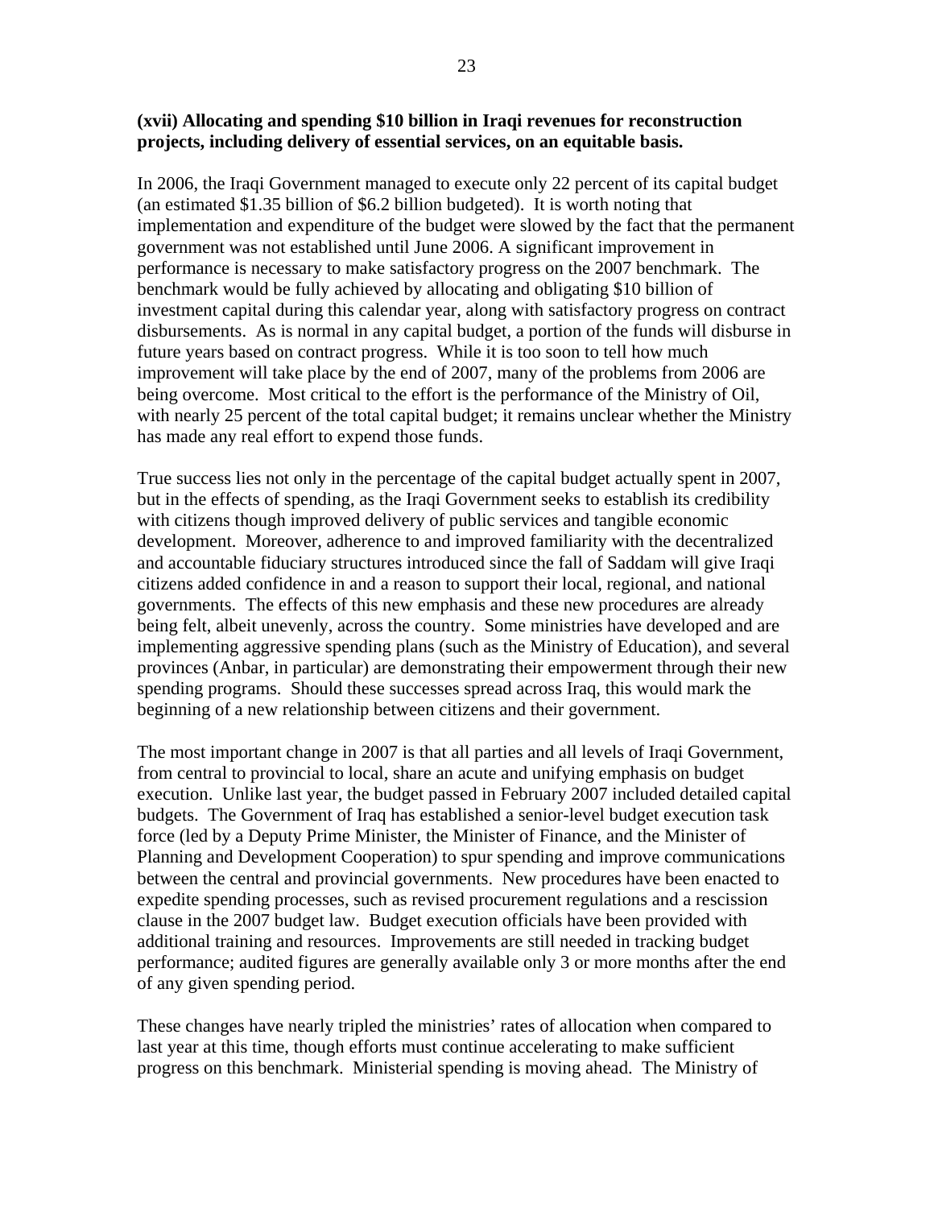**(xvii) Allocating and spending $10 billion in Iraqi revenues for reconstruction projects, including delivery of essential services, on an equitable basis.**

In 2006, the Iraqi Government managed to execute only 22 percent of its capital budget (an estimated $1.35 billion of $6.2 billion budgeted). It is worth noting that implementation and expenditure of the budget were slowed by the fact that the permanent government was not established until June 2006. A significant improvement in performance is necessary to make satisfactory progress on the 2007 benchmark. The benchmark would be fully achieved by allocating and obligating $10 billion of investment capital during this calendar year, along with satisfactory progress on contract disbursements. As is normal in any capital budget, a portion of the funds will disburse in future years based on contract progress. While it is too soon to tell how much improvement will take place by the end of 2007, many of the problems from 2006 are being overcome. Most critical to the effort is the performance of the Ministry of Oil, with nearly 25 percent of the total capital budget; it remains unclear whether the Ministry has made any real effort to expend those funds.

True success lies not only in the percentage of the capital budget actually spent in 2007, but in the effects of spending, as the Iraqi Government seeks to establish its credibility with citizens though improved delivery of public services and tangible economic development. Moreover, adherence to and improved familiarity with the decentralized and accountable fiduciary structures introduced since the fall of Saddam will give Iraqi citizens added confidence in and a reason to support their local, regional, and national governments. The effects of this new emphasis and these new procedures are already being felt, albeit unevenly, across the country. Some ministries have developed and are implementing aggressive spending plans (such as the Ministry of Education), and several provinces (Anbar, in particular) are demonstrating their empowerment through their new spending programs. Should these successes spread across Iraq, this would mark the beginning of a new relationship between citizens and their government.

The most important change in 2007 is that all parties and all levels of Iraqi Government, from central to provincial to local, share an acute and unifying emphasis on budget execution. Unlike last year, the budget passed in February 2007 included detailed capital budgets. The Government of Iraq has established a senior-level budget execution task force (led by a Deputy Prime Minister, the Minister of Finance, and the Minister of Planning and Development Cooperation) to spur spending and improve communications between the central and provincial governments. New procedures have been enacted to expedite spending processes, such as revised procurement regulations and a rescission clause in the 2007 budget law. Budget execution officials have been provided with additional training and resources. Improvements are still needed in tracking budget performance; audited figures are generally available only 3 or more months after the end of any given spending period.

These changes have nearly tripled the ministries' rates of allocation when compared to last year at this time, though efforts must continue accelerating to make sufficient progress on this benchmark. Ministerial spending is moving ahead. The Ministry of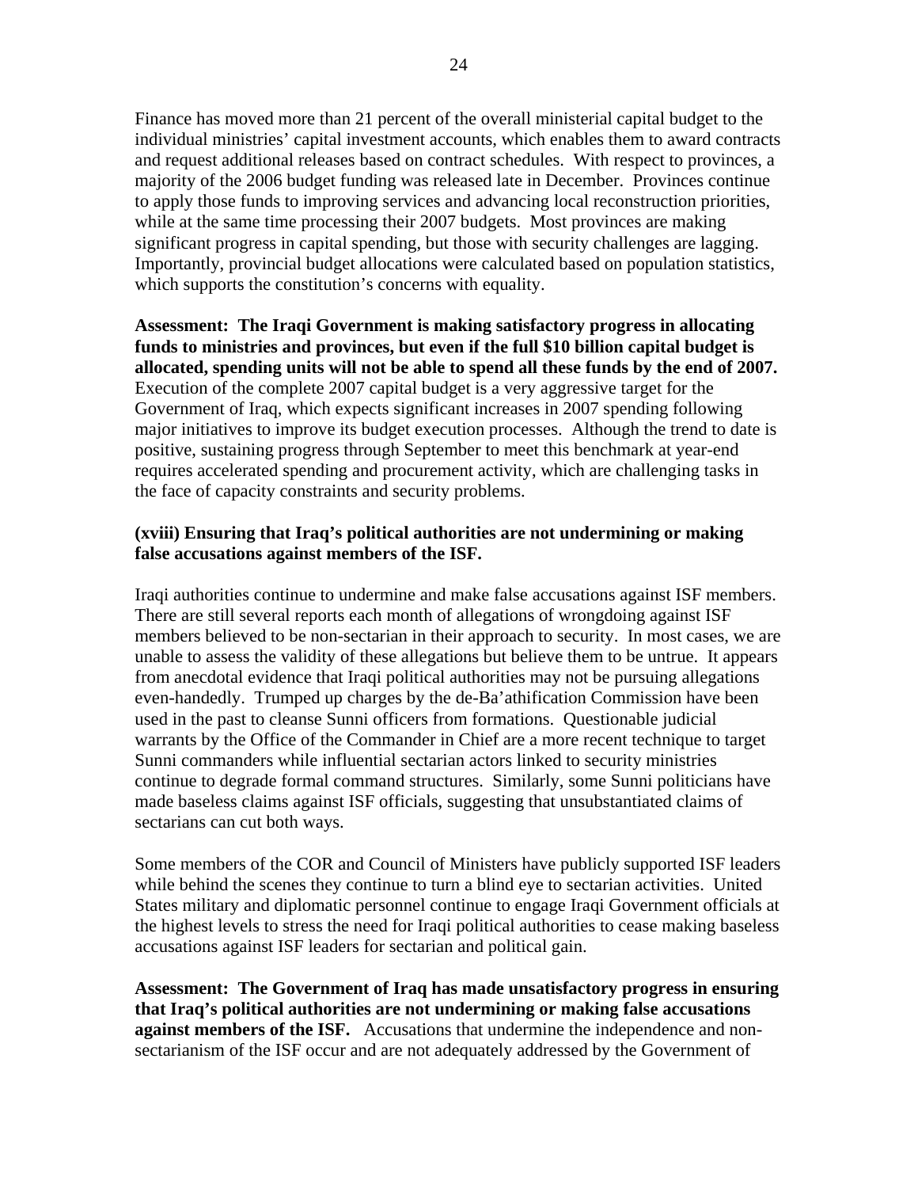Finance has moved more than 21 percent of the overall ministerial capital budget to the individual ministries' capital investment accounts, which enables them to award contracts and request additional releases based on contract schedules. With respect to provinces, a majority of the 2006 budget funding was released late in December. Provinces continue to apply those funds to improving services and advancing local reconstruction priorities, while at the same time processing their 2007 budgets. Most provinces are making significant progress in capital spending, but those with security challenges are lagging. Importantly, provincial budget allocations were calculated based on population statistics, which supports the constitution's concerns with equality.

**Assessment: The Iraqi Government is making satisfactory progress in allocating funds to ministries and provinces, but even if the full \$10 billion capital budget is allocated, spending units will not be able to spend all these funds by the end of 2007.** Execution of the complete 2007 capital budget is a very aggressive target for the Government of Iraq, which expects significant increases in 2007 spending following major initiatives to improve its budget execution processes. Although the trend to date is positive, sustaining progress through September to meet this benchmark at year-end requires accelerated spending and procurement activity, which are challenging tasks in the face of capacity constraints and security problems.

**(xviii) Ensuring that Iraq's political authorities are not undermining or making false accusations against members of the ISF.**

Iraqi authorities continue to undermine and make false accusations against ISF members. There are still several reports each month of allegations of wrongdoing against ISF members believed to be non-sectarian in their approach to security. In most cases, we are unable to assess the validity of these allegations but believe them to be untrue. It appears from anecdotal evidence that Iraqi political authorities may not be pursuing allegations even-handedly. Trumped up charges by the de-Ba'athification Commission have been used in the past to cleanse Sunni officers from formations. Questionable judicial warrants by the Office of the Commander in Chief are a more recent technique to target Sunni commanders while influential sectarian actors linked to security ministries continue to degrade formal command structures. Similarly, some Sunni politicians have made baseless claims against ISF officials, suggesting that unsubstantiated claims of sectarians can cut both ways.

Some members of the COR and Council of Ministers have publicly supported ISF leaders while behind the scenes they continue to turn a blind eye to sectarian activities. United States military and diplomatic personnel continue to engage Iraqi Government officials at the highest levels to stress the need for Iraqi political authorities to cease making baseless accusations against ISF leaders for sectarian and political gain.

**Assessment: The Government of Iraq has made unsatisfactory progress in ensuring that Iraq's political authorities are not undermining or making false accusations against members of the ISF.** Accusations that undermine the independence and non-sectarianism of the ISF occur and are not adequately addressed by the Government of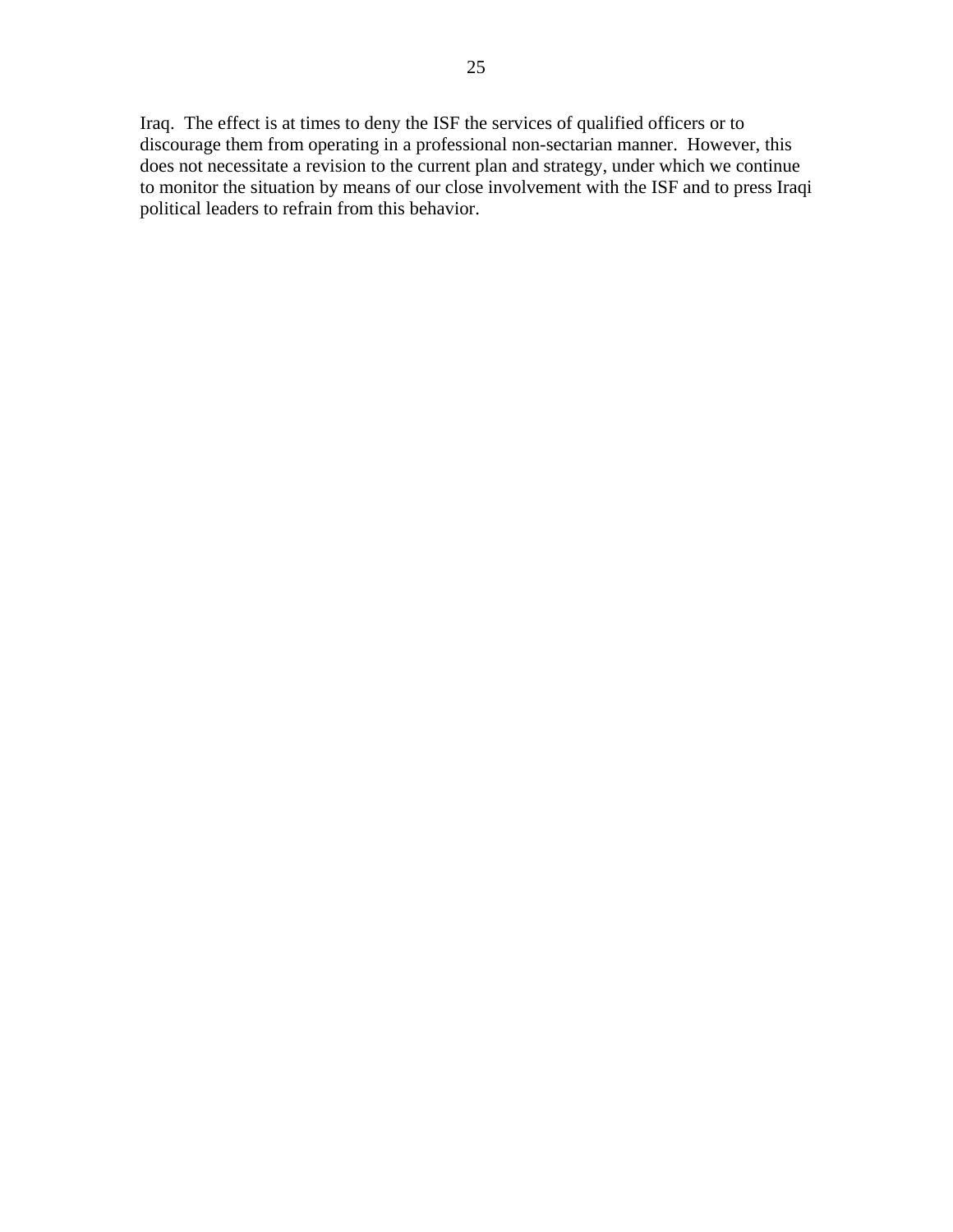Iraq. The effect is at times to deny the ISF the services of qualified officers or to discourage them from operating in a professional non-sectarian manner. However, this does not necessitate a revision to the current plan and strategy, under which we continue to monitor the situation by means of our close involvement with the ISF and to press Iraqi political leaders to refrain from this behavior.